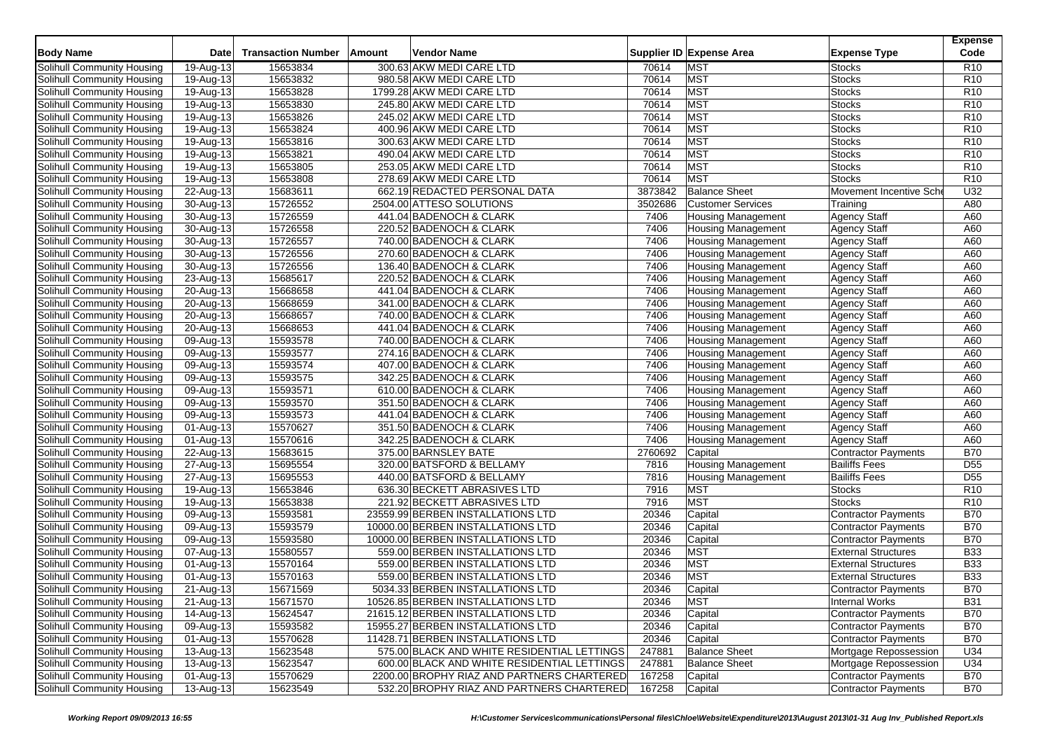| Body Name | Date | Transaction Number | Amount | Vendor Name | Supplier ID | Expense Area | Expense Type | Expense Code |
|---|---|---|---|---|---|---|---|---|
| Solihull Community Housing | 19-Aug-13 | 15653834 | 300.63 | AKW MEDI CARE LTD | 70614 | MST | Stocks | R10 |
| Solihull Community Housing | 19-Aug-13 | 15653832 | 980.58 | AKW MEDI CARE LTD | 70614 | MST | Stocks | R10 |
| Solihull Community Housing | 19-Aug-13 | 15653828 | 1799.28 | AKW MEDI CARE LTD | 70614 | MST | Stocks | R10 |
| Solihull Community Housing | 19-Aug-13 | 15653830 | 245.80 | AKW MEDI CARE LTD | 70614 | MST | Stocks | R10 |
| Solihull Community Housing | 19-Aug-13 | 15653826 | 245.02 | AKW MEDI CARE LTD | 70614 | MST | Stocks | R10 |
| Solihull Community Housing | 19-Aug-13 | 15653824 | 400.96 | AKW MEDI CARE LTD | 70614 | MST | Stocks | R10 |
| Solihull Community Housing | 19-Aug-13 | 15653816 | 300.63 | AKW MEDI CARE LTD | 70614 | MST | Stocks | R10 |
| Solihull Community Housing | 19-Aug-13 | 15653821 | 490.04 | AKW MEDI CARE LTD | 70614 | MST | Stocks | R10 |
| Solihull Community Housing | 19-Aug-13 | 15653805 | 253.05 | AKW MEDI CARE LTD | 70614 | MST | Stocks | R10 |
| Solihull Community Housing | 19-Aug-13 | 15653808 | 278.69 | AKW MEDI CARE LTD | 70614 | MST | Stocks | R10 |
| Solihull Community Housing | 22-Aug-13 | 15683611 | 662.19 | REDACTED PERSONAL DATA | 3873842 | Balance Sheet | Movement Incentive Sche | U32 |
| Solihull Community Housing | 30-Aug-13 | 15726552 | 2504.00 | ATTESO SOLUTIONS | 3502686 | Customer Services | Training | A80 |
| Solihull Community Housing | 30-Aug-13 | 15726559 | 441.04 | BADENOCH & CLARK | 7406 | Housing Management | Agency Staff | A60 |
| Solihull Community Housing | 30-Aug-13 | 15726558 | 220.52 | BADENOCH & CLARK | 7406 | Housing Management | Agency Staff | A60 |
| Solihull Community Housing | 30-Aug-13 | 15726557 | 740.00 | BADENOCH & CLARK | 7406 | Housing Management | Agency Staff | A60 |
| Solihull Community Housing | 30-Aug-13 | 15726556 | 270.60 | BADENOCH & CLARK | 7406 | Housing Management | Agency Staff | A60 |
| Solihull Community Housing | 30-Aug-13 | 15726556 | 136.40 | BADENOCH & CLARK | 7406 | Housing Management | Agency Staff | A60 |
| Solihull Community Housing | 23-Aug-13 | 15685617 | 220.52 | BADENOCH & CLARK | 7406 | Housing Management | Agency Staff | A60 |
| Solihull Community Housing | 20-Aug-13 | 15668658 | 441.04 | BADENOCH & CLARK | 7406 | Housing Management | Agency Staff | A60 |
| Solihull Community Housing | 20-Aug-13 | 15668659 | 341.00 | BADENOCH & CLARK | 7406 | Housing Management | Agency Staff | A60 |
| Solihull Community Housing | 20-Aug-13 | 15668657 | 740.00 | BADENOCH & CLARK | 7406 | Housing Management | Agency Staff | A60 |
| Solihull Community Housing | 20-Aug-13 | 15668653 | 441.04 | BADENOCH & CLARK | 7406 | Housing Management | Agency Staff | A60 |
| Solihull Community Housing | 09-Aug-13 | 15593578 | 740.00 | BADENOCH & CLARK | 7406 | Housing Management | Agency Staff | A60 |
| Solihull Community Housing | 09-Aug-13 | 15593577 | 274.16 | BADENOCH & CLARK | 7406 | Housing Management | Agency Staff | A60 |
| Solihull Community Housing | 09-Aug-13 | 15593574 | 407.00 | BADENOCH & CLARK | 7406 | Housing Management | Agency Staff | A60 |
| Solihull Community Housing | 09-Aug-13 | 15593575 | 342.25 | BADENOCH & CLARK | 7406 | Housing Management | Agency Staff | A60 |
| Solihull Community Housing | 09-Aug-13 | 15593571 | 610.00 | BADENOCH & CLARK | 7406 | Housing Management | Agency Staff | A60 |
| Solihull Community Housing | 09-Aug-13 | 15593570 | 351.50 | BADENOCH & CLARK | 7406 | Housing Management | Agency Staff | A60 |
| Solihull Community Housing | 09-Aug-13 | 15593573 | 441.04 | BADENOCH & CLARK | 7406 | Housing Management | Agency Staff | A60 |
| Solihull Community Housing | 01-Aug-13 | 15570627 | 351.50 | BADENOCH & CLARK | 7406 | Housing Management | Agency Staff | A60 |
| Solihull Community Housing | 01-Aug-13 | 15570616 | 342.25 | BADENOCH & CLARK | 7406 | Housing Management | Agency Staff | A60 |
| Solihull Community Housing | 22-Aug-13 | 15683615 | 375.00 | BARNSLEY BATE | 2760692 | Capital | Contractor Payments | B70 |
| Solihull Community Housing | 27-Aug-13 | 15695554 | 320.00 | BATSFORD & BELLAMY | 7816 | Housing Management | Bailiffs Fees | D55 |
| Solihull Community Housing | 27-Aug-13 | 15695553 | 440.00 | BATSFORD & BELLAMY | 7816 | Housing Management | Bailiffs Fees | D55 |
| Solihull Community Housing | 19-Aug-13 | 15653846 | 636.30 | BECKETT ABRASIVES LTD | 7916 | MST | Stocks | R10 |
| Solihull Community Housing | 19-Aug-13 | 15653838 | 221.92 | BECKETT ABRASIVES LTD | 7916 | MST | Stocks | R10 |
| Solihull Community Housing | 09-Aug-13 | 15593581 | 23559.99 | BERBEN INSTALLATIONS LTD | 20346 | Capital | Contractor Payments | B70 |
| Solihull Community Housing | 09-Aug-13 | 15593579 | 10000.00 | BERBEN INSTALLATIONS LTD | 20346 | Capital | Contractor Payments | B70 |
| Solihull Community Housing | 09-Aug-13 | 15593580 | 10000.00 | BERBEN INSTALLATIONS LTD | 20346 | Capital | Contractor Payments | B70 |
| Solihull Community Housing | 07-Aug-13 | 15580557 | 559.00 | BERBEN INSTALLATIONS LTD | 20346 | MST | External Structures | B33 |
| Solihull Community Housing | 01-Aug-13 | 15570164 | 559.00 | BERBEN INSTALLATIONS LTD | 20346 | MST | External Structures | B33 |
| Solihull Community Housing | 01-Aug-13 | 15570163 | 559.00 | BERBEN INSTALLATIONS LTD | 20346 | MST | External Structures | B33 |
| Solihull Community Housing | 21-Aug-13 | 15671569 | 5034.33 | BERBEN INSTALLATIONS LTD | 20346 | Capital | Contractor Payments | B70 |
| Solihull Community Housing | 21-Aug-13 | 15671570 | 10526.85 | BERBEN INSTALLATIONS LTD | 20346 | MST | Internal Works | B31 |
| Solihull Community Housing | 14-Aug-13 | 15624547 | 21615.12 | BERBEN INSTALLATIONS LTD | 20346 | Capital | Contractor Payments | B70 |
| Solihull Community Housing | 09-Aug-13 | 15593582 | 15955.27 | BERBEN INSTALLATIONS LTD | 20346 | Capital | Contractor Payments | B70 |
| Solihull Community Housing | 01-Aug-13 | 15570628 | 11428.71 | BERBEN INSTALLATIONS LTD | 20346 | Capital | Contractor Payments | B70 |
| Solihull Community Housing | 13-Aug-13 | 15623548 | 575.00 | BLACK AND WHITE RESIDENTIAL LETTINGS | 247881 | Balance Sheet | Mortgage Repossession | U34 |
| Solihull Community Housing | 13-Aug-13 | 15623547 | 600.00 | BLACK AND WHITE RESIDENTIAL LETTINGS | 247881 | Balance Sheet | Mortgage Repossession | U34 |
| Solihull Community Housing | 01-Aug-13 | 15570629 | 2200.00 | BROPHY RIAZ AND PARTNERS CHARTERED | 167258 | Capital | Contractor Payments | B70 |
| Solihull Community Housing | 13-Aug-13 | 15623549 | 532.20 | BROPHY RIAZ AND PARTNERS CHARTERED | 167258 | Capital | Contractor Payments | B70 |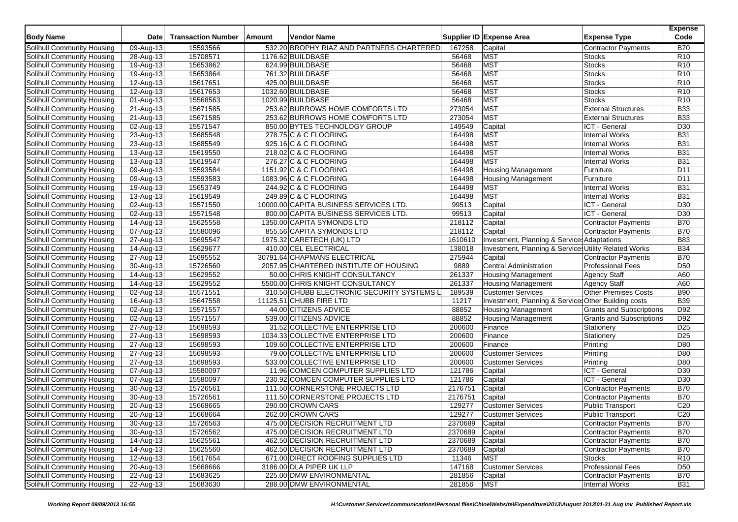| Body Name | Date | Transaction Number | Amount | Vendor Name | Supplier ID | Expense Area | Expense Type | Expense Code |
|---|---|---|---|---|---|---|---|---|
| Solihull Community Housing | 09-Aug-13 | 15593566 | 532.20 | BROPHY RIAZ AND PARTNERS CHARTERED | 167258 | Capital | Contractor Payments | B70 |
| Solihull Community Housing | 28-Aug-13 | 15708571 | 1176.62 | BUILDBASE | 56468 | MST | Stocks | R10 |
| Solihull Community Housing | 19-Aug-13 | 15653862 | 624.99 | BUILDBASE | 56468 | MST | Stocks | R10 |
| Solihull Community Housing | 19-Aug-13 | 15653864 | 761.32 | BUILDBASE | 56468 | MST | Stocks | R10 |
| Solihull Community Housing | 12-Aug-13 | 15617651 | 425.00 | BUILDBASE | 56468 | MST | Stocks | R10 |
| Solihull Community Housing | 12-Aug-13 | 15617653 | 1032.60 | BUILDBASE | 56468 | MST | Stocks | R10 |
| Solihull Community Housing | 01-Aug-13 | 15568563 | 1020.99 | BUILDBASE | 56468 | MST | Stocks | R10 |
| Solihull Community Housing | 21-Aug-13 | 15671585 | 253.62 | BURROWS HOME COMFORTS LTD | 273054 | MST | External Structures | B33 |
| Solihull Community Housing | 21-Aug-13 | 15671585 | 253.62 | BURROWS HOME COMFORTS LTD | 273054 | MST | External Structures | B33 |
| Solihull Community Housing | 02-Aug-13 | 15571547 | 850.00 | BYTES TECHNOLOGY GROUP | 149549 | Capital | ICT - General | D30 |
| Solihull Community Housing | 23-Aug-13 | 15685548 | 278.75 | C & C FLOORING | 164498 | MST | Internal Works | B31 |
| Solihull Community Housing | 23-Aug-13 | 15685549 | 925.16 | C & C FLOORING | 164498 | MST | Internal Works | B31 |
| Solihull Community Housing | 13-Aug-13 | 15619550 | 218.02 | C & C FLOORING | 164498 | MST | Internal Works | B31 |
| Solihull Community Housing | 13-Aug-13 | 15619547 | 276.27 | C & C FLOORING | 164498 | MST | Internal Works | B31 |
| Solihull Community Housing | 09-Aug-13 | 15593584 | 1151.92 | C & C FLOORING | 164498 | Housing Management | Furniture | D11 |
| Solihull Community Housing | 09-Aug-13 | 15593583 | 1083.96 | C & C FLOORING | 164498 | Housing Management | Furniture | D11 |
| Solihull Community Housing | 19-Aug-13 | 15653749 | 244.92 | C & C FLOORING | 164498 | MST | Internal Works | B31 |
| Solihull Community Housing | 13-Aug-13 | 15619549 | 249.89 | C & C FLOORING | 164498 | MST | Internal Works | B31 |
| Solihull Community Housing | 02-Aug-13 | 15571550 | 10000.00 | CAPITA BUSINESS SERVICES LTD. | 99513 | Capital | ICT - General | D30 |
| Solihull Community Housing | 02-Aug-13 | 15571548 | 800.00 | CAPITA BUSINESS SERVICES LTD. | 99513 | Capital | ICT - General | D30 |
| Solihull Community Housing | 14-Aug-13 | 15625558 | 1350.00 | CAPITA SYMONDS LTD | 218112 | Capital | Contractor Payments | B70 |
| Solihull Community Housing | 07-Aug-13 | 15580096 | 855.56 | CAPITA SYMONDS LTD | 218112 | Capital | Contractor Payments | B70 |
| Solihull Community Housing | 27-Aug-13 | 15695547 | 1975.32 | CARETECH (UK) LTD | 1610610 | Investment, Planning & Services | Adaptations | B83 |
| Solihull Community Housing | 14-Aug-13 | 15629677 | 410.00 | CEL ELECTRICAL | 138018 | Investment, Planning & Services | Utility Related Works | B34 |
| Solihull Community Housing | 27-Aug-13 | 15695552 | 30791.64 | CHAPMANS ELECTRICAL | 275944 | Capital | Contractor Payments | B70 |
| Solihull Community Housing | 30-Aug-13 | 15726560 | 2057.95 | CHARTERED INSTITUTE OF HOUSING | 9889 | Central Administration | Professional Fees | D50 |
| Solihull Community Housing | 14-Aug-13 | 15629552 | 50.00 | CHRIS KNIGHT CONSULTANCY | 261337 | Housing Management | Agency Staff | A60 |
| Solihull Community Housing | 14-Aug-13 | 15629552 | 5500.00 | CHRIS KNIGHT CONSULTANCY | 261337 | Housing Management | Agency Staff | A60 |
| Solihull Community Housing | 02-Aug-13 | 15571551 | 310.50 | CHUBB ELECTRONIC SECURITY SYSTEMS L | 189539 | Customer Services | Other Premises Costs | B90 |
| Solihull Community Housing | 16-Aug-13 | 15647558 | 11125.51 | CHUBB FIRE LTD | 11217 | Investment, Planning & Services | Other Building costs | B39 |
| Solihull Community Housing | 02-Aug-13 | 15571557 | 44.00 | CITIZENS ADVICE | 88852 | Housing Management | Grants and Subscriptions | D92 |
| Solihull Community Housing | 02-Aug-13 | 15571557 | 539.00 | CITIZENS ADVICE | 88852 | Housing Management | Grants and Subscriptions | D92 |
| Solihull Community Housing | 27-Aug-13 | 15698593 | 31.52 | COLLECTIVE ENTERPRISE LTD | 200600 | Finance | Stationery | D25 |
| Solihull Community Housing | 27-Aug-13 | 15698593 | 1034.33 | COLLECTIVE ENTERPRISE LTD | 200600 | Finance | Stationery | D25 |
| Solihull Community Housing | 27-Aug-13 | 15698593 | 109.60 | COLLECTIVE ENTERPRISE LTD | 200600 | Finance | Printing | D80 |
| Solihull Community Housing | 27-Aug-13 | 15698593 | 79.00 | COLLECTIVE ENTERPRISE LTD | 200600 | Customer Services | Printing | D80 |
| Solihull Community Housing | 27-Aug-13 | 15698593 | 533.00 | COLLECTIVE ENTERPRISE LTD | 200600 | Customer Services | Printing | D80 |
| Solihull Community Housing | 07-Aug-13 | 15580097 | 11.96 | COMCEN COMPUTER SUPPLIES LTD | 121786 | Capital | ICT - General | D30 |
| Solihull Community Housing | 07-Aug-13 | 15580097 | 230.92 | COMCEN COMPUTER SUPPLIES LTD | 121786 | Capital | ICT - General | D30 |
| Solihull Community Housing | 30-Aug-13 | 15726561 | 111.50 | CORNERSTONE PROJECTS LTD | 2176751 | Capital | Contractor Payments | B70 |
| Solihull Community Housing | 30-Aug-13 | 15726561 | 111.50 | CORNERSTONE PROJECTS LTD | 2176751 | Capital | Contractor Payments | B70 |
| Solihull Community Housing | 20-Aug-13 | 15668665 | 290.00 | CROWN CARS | 129277 | Customer Services | Public Transport | C20 |
| Solihull Community Housing | 20-Aug-13 | 15668664 | 262.00 | CROWN CARS | 129277 | Customer Services | Public Transport | C20 |
| Solihull Community Housing | 30-Aug-13 | 15726563 | 475.00 | DECISION RECRUITMENT LTD | 2370689 | Capital | Contractor Payments | B70 |
| Solihull Community Housing | 30-Aug-13 | 15726562 | 475.00 | DECISION RECRUITMENT LTD | 2370689 | Capital | Contractor Payments | B70 |
| Solihull Community Housing | 14-Aug-13 | 15625561 | 462.50 | DECISION RECRUITMENT LTD | 2370689 | Capital | Contractor Payments | B70 |
| Solihull Community Housing | 14-Aug-13 | 15625560 | 462.50 | DECISION RECRUITMENT LTD | 2370689 | Capital | Contractor Payments | B70 |
| Solihull Community Housing | 12-Aug-13 | 15617654 | 671.00 | DIRECT ROOFING SUPPLIES LTD | 11346 | MST | Stocks | R10 |
| Solihull Community Housing | 20-Aug-13 | 15668666 | 3186.00 | DLA PIPER UK LLP | 147168 | Customer Services | Professional Fees | D50 |
| Solihull Community Housing | 22-Aug-13 | 15683625 | 225.00 | DMW ENVIRONMENTAL | 281856 | Capital | Contractor Payments | B70 |
| Solihull Community Housing | 22-Aug-13 | 15683630 | 288.00 | DMW ENVIRONMENTAL | 281856 | MST | Internal Works | B31 |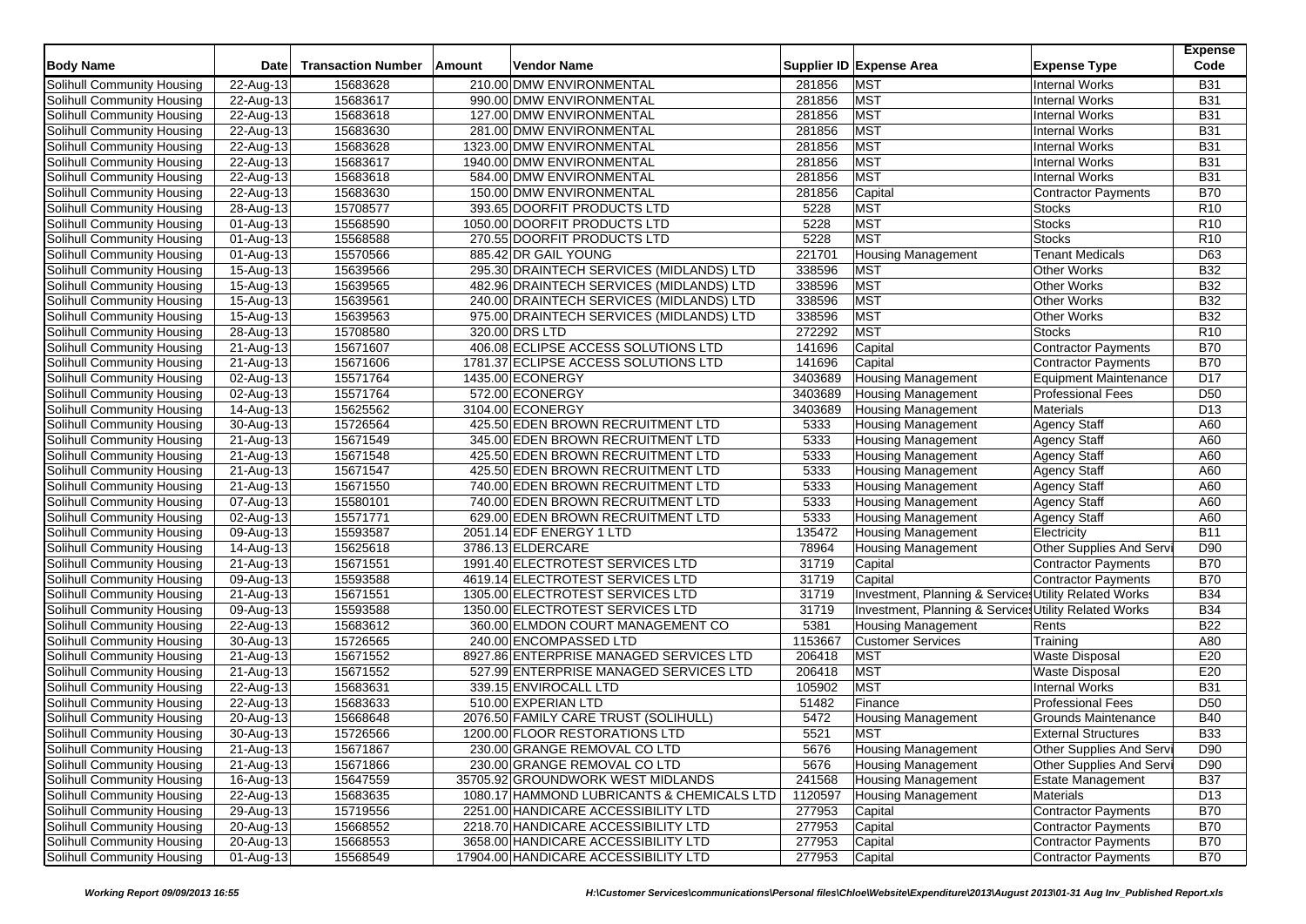| Body Name | Date | Transaction Number | Amount | Vendor Name | Supplier ID | Expense Area | Expense Type | Expense Code |
|---|---|---|---|---|---|---|---|---|
| Solihull Community Housing | 22-Aug-13 | 15683628 | 210.00 | DMW ENVIRONMENTAL | 281856 | MST | Internal Works | B31 |
| Solihull Community Housing | 22-Aug-13 | 15683617 | 990.00 | DMW ENVIRONMENTAL | 281856 | MST | Internal Works | B31 |
| Solihull Community Housing | 22-Aug-13 | 15683618 | 127.00 | DMW ENVIRONMENTAL | 281856 | MST | Internal Works | B31 |
| Solihull Community Housing | 22-Aug-13 | 15683630 | 281.00 | DMW ENVIRONMENTAL | 281856 | MST | Internal Works | B31 |
| Solihull Community Housing | 22-Aug-13 | 15683628 | 1323.00 | DMW ENVIRONMENTAL | 281856 | MST | Internal Works | B31 |
| Solihull Community Housing | 22-Aug-13 | 15683617 | 1940.00 | DMW ENVIRONMENTAL | 281856 | MST | Internal Works | B31 |
| Solihull Community Housing | 22-Aug-13 | 15683618 | 584.00 | DMW ENVIRONMENTAL | 281856 | MST | Internal Works | B31 |
| Solihull Community Housing | 22-Aug-13 | 15683630 | 150.00 | DMW ENVIRONMENTAL | 281856 | Capital | Contractor Payments | B70 |
| Solihull Community Housing | 28-Aug-13 | 15708577 | 393.65 | DOORFIT PRODUCTS LTD | 5228 | MST | Stocks | R10 |
| Solihull Community Housing | 01-Aug-13 | 15568590 | 1050.00 | DOORFIT PRODUCTS LTD | 5228 | MST | Stocks | R10 |
| Solihull Community Housing | 01-Aug-13 | 15568588 | 270.55 | DOORFIT PRODUCTS LTD | 5228 | MST | Stocks | R10 |
| Solihull Community Housing | 01-Aug-13 | 15570566 | 885.42 | DR GAIL YOUNG | 221701 | Housing Management | Tenant Medicals | D63 |
| Solihull Community Housing | 15-Aug-13 | 15639566 | 295.30 | DRAINTECH SERVICES (MIDLANDS) LTD | 338596 | MST | Other Works | B32 |
| Solihull Community Housing | 15-Aug-13 | 15639565 | 482.96 | DRAINTECH SERVICES (MIDLANDS) LTD | 338596 | MST | Other Works | B32 |
| Solihull Community Housing | 15-Aug-13 | 15639561 | 240.00 | DRAINTECH SERVICES (MIDLANDS) LTD | 338596 | MST | Other Works | B32 |
| Solihull Community Housing | 15-Aug-13 | 15639563 | 975.00 | DRAINTECH SERVICES (MIDLANDS) LTD | 338596 | MST | Other Works | B32 |
| Solihull Community Housing | 28-Aug-13 | 15708580 | 320.00 | DRS LTD | 272292 | MST | Stocks | R10 |
| Solihull Community Housing | 21-Aug-13 | 15671607 | 406.08 | ECLIPSE ACCESS SOLUTIONS LTD | 141696 | Capital | Contractor Payments | B70 |
| Solihull Community Housing | 21-Aug-13 | 15671606 | 1781.37 | ECLIPSE ACCESS SOLUTIONS LTD | 141696 | Capital | Contractor Payments | B70 |
| Solihull Community Housing | 02-Aug-13 | 15571764 | 1435.00 | ECONERGY | 3403689 | Housing Management | Equipment Maintenance | D17 |
| Solihull Community Housing | 02-Aug-13 | 15571764 | 572.00 | ECONERGY | 3403689 | Housing Management | Professional Fees | D50 |
| Solihull Community Housing | 14-Aug-13 | 15625562 | 3104.00 | ECONERGY | 3403689 | Housing Management | Materials | D13 |
| Solihull Community Housing | 30-Aug-13 | 15726564 | 425.50 | EDEN BROWN RECRUITMENT LTD | 5333 | Housing Management | Agency Staff | A60 |
| Solihull Community Housing | 21-Aug-13 | 15671549 | 345.00 | EDEN BROWN RECRUITMENT LTD | 5333 | Housing Management | Agency Staff | A60 |
| Solihull Community Housing | 21-Aug-13 | 15671548 | 425.50 | EDEN BROWN RECRUITMENT LTD | 5333 | Housing Management | Agency Staff | A60 |
| Solihull Community Housing | 21-Aug-13 | 15671547 | 425.50 | EDEN BROWN RECRUITMENT LTD | 5333 | Housing Management | Agency Staff | A60 |
| Solihull Community Housing | 21-Aug-13 | 15671550 | 740.00 | EDEN BROWN RECRUITMENT LTD | 5333 | Housing Management | Agency Staff | A60 |
| Solihull Community Housing | 07-Aug-13 | 15580101 | 740.00 | EDEN BROWN RECRUITMENT LTD | 5333 | Housing Management | Agency Staff | A60 |
| Solihull Community Housing | 02-Aug-13 | 15571771 | 629.00 | EDEN BROWN RECRUITMENT LTD | 5333 | Housing Management | Agency Staff | A60 |
| Solihull Community Housing | 09-Aug-13 | 15593587 | 2051.14 | EDF ENERGY 1 LTD | 135472 | Housing Management | Electricity | B11 |
| Solihull Community Housing | 14-Aug-13 | 15625618 | 3786.13 | ELDERCARE | 78964 | Housing Management | Other Supplies And Servi | D90 |
| Solihull Community Housing | 21-Aug-13 | 15671551 | 1991.40 | ELECTROTEST SERVICES LTD | 31719 | Capital | Contractor Payments | B70 |
| Solihull Community Housing | 09-Aug-13 | 15593588 | 4619.14 | ELECTROTEST SERVICES LTD | 31719 | Capital | Contractor Payments | B70 |
| Solihull Community Housing | 21-Aug-13 | 15671551 | 1305.00 | ELECTROTEST SERVICES LTD | 31719 | Investment, Planning & Services | Utility Related Works | B34 |
| Solihull Community Housing | 09-Aug-13 | 15593588 | 1350.00 | ELECTROTEST SERVICES LTD | 31719 | Investment, Planning & Services | Utility Related Works | B34 |
| Solihull Community Housing | 22-Aug-13 | 15683612 | 360.00 | ELMDON COURT MANAGEMENT CO | 5381 | Housing Management | Rents | B22 |
| Solihull Community Housing | 30-Aug-13 | 15726565 | 240.00 | ENCOMPASSED LTD | 1153667 | Customer Services | Training | A80 |
| Solihull Community Housing | 21-Aug-13 | 15671552 | 8927.86 | ENTERPRISE MANAGED SERVICES LTD | 206418 | MST | Waste Disposal | E20 |
| Solihull Community Housing | 21-Aug-13 | 15671552 | 527.99 | ENTERPRISE MANAGED SERVICES LTD | 206418 | MST | Waste Disposal | E20 |
| Solihull Community Housing | 22-Aug-13 | 15683631 | 339.15 | ENVIROCALL LTD | 105902 | MST | Internal Works | B31 |
| Solihull Community Housing | 22-Aug-13 | 15683633 | 510.00 | EXPERIAN LTD | 51482 | Finance | Professional Fees | D50 |
| Solihull Community Housing | 20-Aug-13 | 15668648 | 2076.50 | FAMILY CARE TRUST (SOLIHULL) | 5472 | Housing Management | Grounds Maintenance | B40 |
| Solihull Community Housing | 30-Aug-13 | 15726566 | 1200.00 | FLOOR RESTORATIONS LTD | 5521 | MST | External Structures | B33 |
| Solihull Community Housing | 21-Aug-13 | 15671867 | 230.00 | GRANGE REMOVAL CO LTD | 5676 | Housing Management | Other Supplies And Servi | D90 |
| Solihull Community Housing | 21-Aug-13 | 15671866 | 230.00 | GRANGE REMOVAL CO LTD | 5676 | Housing Management | Other Supplies And Servi | D90 |
| Solihull Community Housing | 16-Aug-13 | 15647559 | 35705.92 | GROUNDWORK WEST MIDLANDS | 241568 | Housing Management | Estate Management | B37 |
| Solihull Community Housing | 22-Aug-13 | 15683635 | 1080.17 | HAMMOND LUBRICANTS & CHEMICALS LTD | 1120597 | Housing Management | Materials | D13 |
| Solihull Community Housing | 29-Aug-13 | 15719556 | 2251.00 | HANDICARE ACCESSIBILITY LTD | 277953 | Capital | Contractor Payments | B70 |
| Solihull Community Housing | 20-Aug-13 | 15668552 | 2218.70 | HANDICARE ACCESSIBILITY LTD | 277953 | Capital | Contractor Payments | B70 |
| Solihull Community Housing | 20-Aug-13 | 15668553 | 3658.00 | HANDICARE ACCESSIBILITY LTD | 277953 | Capital | Contractor Payments | B70 |
| Solihull Community Housing | 01-Aug-13 | 15568549 | 17904.00 | HANDICARE ACCESSIBILITY LTD | 277953 | Capital | Contractor Payments | B70 |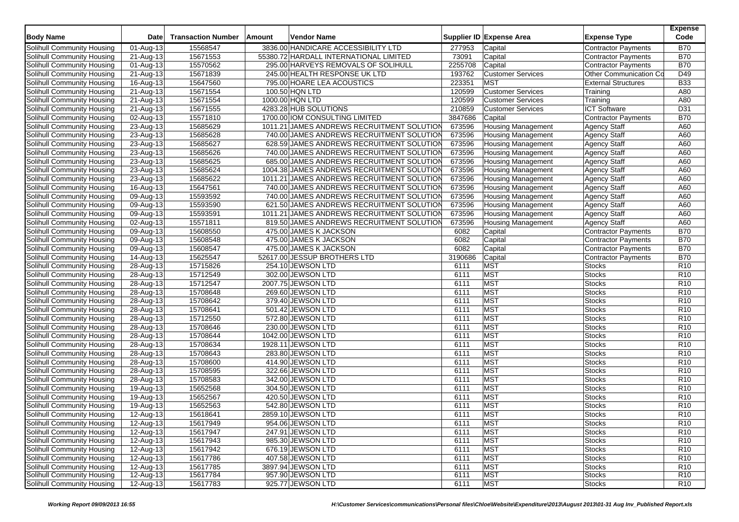| Body Name | Date | Transaction Number | Amount | Vendor Name | Supplier ID | Expense Area | Expense Type | Expense Code |
|---|---|---|---|---|---|---|---|---|
| Solihull Community Housing | 01-Aug-13 | 15568547 | 3836.00 | HANDICARE ACCESSIBILITY LTD | 277953 | Capital | Contractor Payments | B70 |
| Solihull Community Housing | 21-Aug-13 | 15671553 | 55380.72 | HARDALL INTERNATIONAL LIMITED | 73091 | Capital | Contractor Payments | B70 |
| Solihull Community Housing | 01-Aug-13 | 15570562 | 295.00 | HARVEYS REMOVALS OF SOLIHULL | 2255708 | Capital | Contractor Payments | B70 |
| Solihull Community Housing | 21-Aug-13 | 15671839 | 245.00 | HEALTH RESPONSE UK LTD | 193762 | Customer Services | Other Communication Co | D49 |
| Solihull Community Housing | 16-Aug-13 | 15647560 | 795.00 | HOARE LEA ACOUSTICS | 223351 | MST | External Structures | B33 |
| Solihull Community Housing | 21-Aug-13 | 15671554 | 100.50 | HQN LTD | 120599 | Customer Services | Training | A80 |
| Solihull Community Housing | 21-Aug-13 | 15671554 | 1000.00 | HQN LTD | 120599 | Customer Services | Training | A80 |
| Solihull Community Housing | 21-Aug-13 | 15671555 | 4283.28 | HUB SOLUTIONS | 210859 | Customer Services | ICT Software | D31 |
| Solihull Community Housing | 02-Aug-13 | 15571810 | 1700.00 | IOM CONSULTING LIMITED | 3847686 | Capital | Contractor Payments | B70 |
| Solihull Community Housing | 23-Aug-13 | 15685629 | 1011.21 | JAMES ANDREWS RECRUITMENT SOLUTION | 673596 | Housing Management | Agency Staff | A60 |
| Solihull Community Housing | 23-Aug-13 | 15685628 | 740.00 | JAMES ANDREWS RECRUITMENT SOLUTION | 673596 | Housing Management | Agency Staff | A60 |
| Solihull Community Housing | 23-Aug-13 | 15685627 | 628.59 | JAMES ANDREWS RECRUITMENT SOLUTION | 673596 | Housing Management | Agency Staff | A60 |
| Solihull Community Housing | 23-Aug-13 | 15685626 | 740.00 | JAMES ANDREWS RECRUITMENT SOLUTION | 673596 | Housing Management | Agency Staff | A60 |
| Solihull Community Housing | 23-Aug-13 | 15685625 | 685.00 | JAMES ANDREWS RECRUITMENT SOLUTION | 673596 | Housing Management | Agency Staff | A60 |
| Solihull Community Housing | 23-Aug-13 | 15685624 | 1004.38 | JAMES ANDREWS RECRUITMENT SOLUTION | 673596 | Housing Management | Agency Staff | A60 |
| Solihull Community Housing | 23-Aug-13 | 15685622 | 1011.21 | JAMES ANDREWS RECRUITMENT SOLUTION | 673596 | Housing Management | Agency Staff | A60 |
| Solihull Community Housing | 16-Aug-13 | 15647561 | 740.00 | JAMES ANDREWS RECRUITMENT SOLUTION | 673596 | Housing Management | Agency Staff | A60 |
| Solihull Community Housing | 09-Aug-13 | 15593592 | 740.00 | JAMES ANDREWS RECRUITMENT SOLUTION | 673596 | Housing Management | Agency Staff | A60 |
| Solihull Community Housing | 09-Aug-13 | 15593590 | 621.50 | JAMES ANDREWS RECRUITMENT SOLUTION | 673596 | Housing Management | Agency Staff | A60 |
| Solihull Community Housing | 09-Aug-13 | 15593591 | 1011.21 | JAMES ANDREWS RECRUITMENT SOLUTION | 673596 | Housing Management | Agency Staff | A60 |
| Solihull Community Housing | 02-Aug-13 | 15571811 | 819.50 | JAMES ANDREWS RECRUITMENT SOLUTION | 673596 | Housing Management | Agency Staff | A60 |
| Solihull Community Housing | 09-Aug-13 | 15608550 | 475.00 | JAMES K JACKSON | 6082 | Capital | Contractor Payments | B70 |
| Solihull Community Housing | 09-Aug-13 | 15608548 | 475.00 | JAMES K JACKSON | 6082 | Capital | Contractor Payments | B70 |
| Solihull Community Housing | 09-Aug-13 | 15608547 | 475.00 | JAMES K JACKSON | 6082 | Capital | Contractor Payments | B70 |
| Solihull Community Housing | 14-Aug-13 | 15625547 | 52617.00 | JESSUP BROTHERS LTD | 3190686 | Capital | Contractor Payments | B70 |
| Solihull Community Housing | 28-Aug-13 | 15715826 | 254.10 | JEWSON LTD | 6111 | MST | Stocks | R10 |
| Solihull Community Housing | 28-Aug-13 | 15712549 | 302.00 | JEWSON LTD | 6111 | MST | Stocks | R10 |
| Solihull Community Housing | 28-Aug-13 | 15712547 | 2007.75 | JEWSON LTD | 6111 | MST | Stocks | R10 |
| Solihull Community Housing | 28-Aug-13 | 15708648 | 269.60 | JEWSON LTD | 6111 | MST | Stocks | R10 |
| Solihull Community Housing | 28-Aug-13 | 15708642 | 379.40 | JEWSON LTD | 6111 | MST | Stocks | R10 |
| Solihull Community Housing | 28-Aug-13 | 15708641 | 501.42 | JEWSON LTD | 6111 | MST | Stocks | R10 |
| Solihull Community Housing | 28-Aug-13 | 15712550 | 572.80 | JEWSON LTD | 6111 | MST | Stocks | R10 |
| Solihull Community Housing | 28-Aug-13 | 15708646 | 230.00 | JEWSON LTD | 6111 | MST | Stocks | R10 |
| Solihull Community Housing | 28-Aug-13 | 15708644 | 1042.00 | JEWSON LTD | 6111 | MST | Stocks | R10 |
| Solihull Community Housing | 28-Aug-13 | 15708634 | 1928.11 | JEWSON LTD | 6111 | MST | Stocks | R10 |
| Solihull Community Housing | 28-Aug-13 | 15708643 | 283.80 | JEWSON LTD | 6111 | MST | Stocks | R10 |
| Solihull Community Housing | 28-Aug-13 | 15708600 | 414.90 | JEWSON LTD | 6111 | MST | Stocks | R10 |
| Solihull Community Housing | 28-Aug-13 | 15708595 | 322.66 | JEWSON LTD | 6111 | MST | Stocks | R10 |
| Solihull Community Housing | 28-Aug-13 | 15708583 | 342.00 | JEWSON LTD | 6111 | MST | Stocks | R10 |
| Solihull Community Housing | 19-Aug-13 | 15652568 | 304.50 | JEWSON LTD | 6111 | MST | Stocks | R10 |
| Solihull Community Housing | 19-Aug-13 | 15652567 | 420.50 | JEWSON LTD | 6111 | MST | Stocks | R10 |
| Solihull Community Housing | 19-Aug-13 | 15652563 | 542.80 | JEWSON LTD | 6111 | MST | Stocks | R10 |
| Solihull Community Housing | 12-Aug-13 | 15618641 | 2859.10 | JEWSON LTD | 6111 | MST | Stocks | R10 |
| Solihull Community Housing | 12-Aug-13 | 15617949 | 954.06 | JEWSON LTD | 6111 | MST | Stocks | R10 |
| Solihull Community Housing | 12-Aug-13 | 15617947 | 247.91 | JEWSON LTD | 6111 | MST | Stocks | R10 |
| Solihull Community Housing | 12-Aug-13 | 15617943 | 985.30 | JEWSON LTD | 6111 | MST | Stocks | R10 |
| Solihull Community Housing | 12-Aug-13 | 15617942 | 676.19 | JEWSON LTD | 6111 | MST | Stocks | R10 |
| Solihull Community Housing | 12-Aug-13 | 15617786 | 407.58 | JEWSON LTD | 6111 | MST | Stocks | R10 |
| Solihull Community Housing | 12-Aug-13 | 15617785 | 3897.94 | JEWSON LTD | 6111 | MST | Stocks | R10 |
| Solihull Community Housing | 12-Aug-13 | 15617784 | 957.90 | JEWSON LTD | 6111 | MST | Stocks | R10 |
| Solihull Community Housing | 12-Aug-13 | 15617783 | 925.77 | JEWSON LTD | 6111 | MST | Stocks | R10 |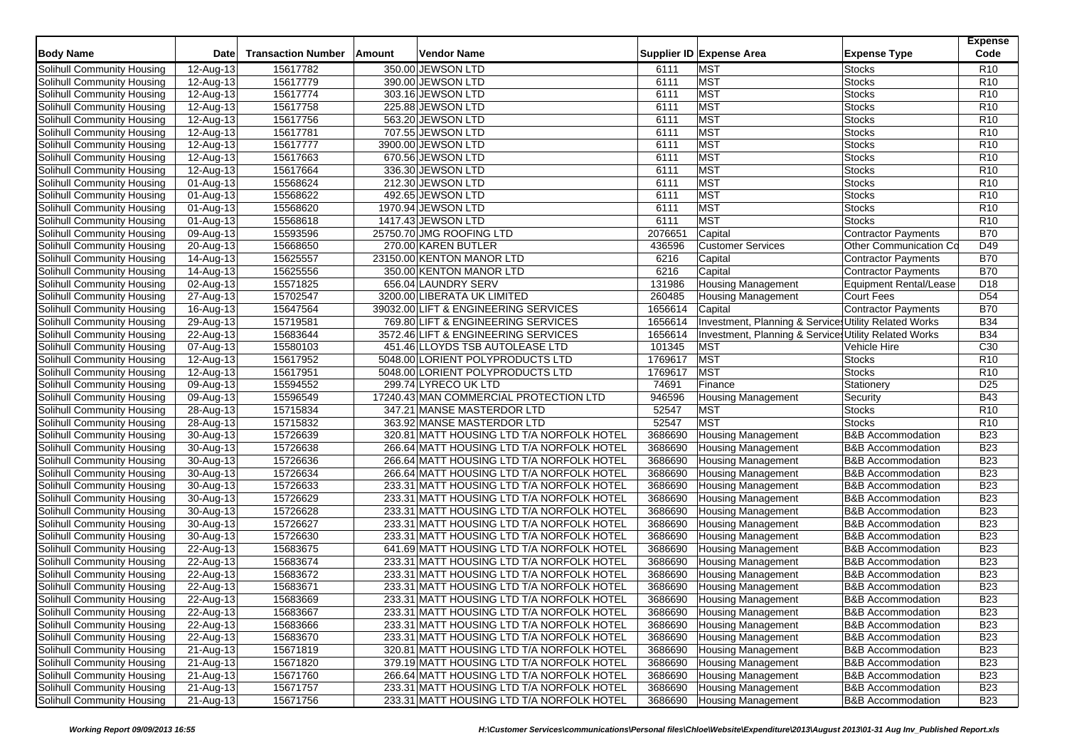| Body Name | Date | Transaction Number | Amount | Vendor Name | Supplier ID | Expense Area | Expense Type | Expense Code |
|---|---|---|---|---|---|---|---|---|
| Solihull Community Housing | 12-Aug-13 | 15617782 | 350.00 | JEWSON LTD | 6111 | MST | Stocks | R10 |
| Solihull Community Housing | 12-Aug-13 | 15617779 | 390.00 | JEWSON LTD | 6111 | MST | Stocks | R10 |
| Solihull Community Housing | 12-Aug-13 | 15617774 | 303.16 | JEWSON LTD | 6111 | MST | Stocks | R10 |
| Solihull Community Housing | 12-Aug-13 | 15617758 | 225.88 | JEWSON LTD | 6111 | MST | Stocks | R10 |
| Solihull Community Housing | 12-Aug-13 | 15617756 | 563.20 | JEWSON LTD | 6111 | MST | Stocks | R10 |
| Solihull Community Housing | 12-Aug-13 | 15617781 | 707.55 | JEWSON LTD | 6111 | MST | Stocks | R10 |
| Solihull Community Housing | 12-Aug-13 | 15617777 | 3900.00 | JEWSON LTD | 6111 | MST | Stocks | R10 |
| Solihull Community Housing | 12-Aug-13 | 15617663 | 670.56 | JEWSON LTD | 6111 | MST | Stocks | R10 |
| Solihull Community Housing | 12-Aug-13 | 15617664 | 336.30 | JEWSON LTD | 6111 | MST | Stocks | R10 |
| Solihull Community Housing | 01-Aug-13 | 15568624 | 212.30 | JEWSON LTD | 6111 | MST | Stocks | R10 |
| Solihull Community Housing | 01-Aug-13 | 15568622 | 492.65 | JEWSON LTD | 6111 | MST | Stocks | R10 |
| Solihull Community Housing | 01-Aug-13 | 15568620 | 1970.94 | JEWSON LTD | 6111 | MST | Stocks | R10 |
| Solihull Community Housing | 01-Aug-13 | 15568618 | 1417.43 | JEWSON LTD | 6111 | MST | Stocks | R10 |
| Solihull Community Housing | 09-Aug-13 | 15593596 | 25750.70 | JMG ROOFING LTD | 2076651 | Capital | Contractor Payments | B70 |
| Solihull Community Housing | 20-Aug-13 | 15668650 | 270.00 | KAREN BUTLER | 436596 | Customer Services | Other Communication Co | D49 |
| Solihull Community Housing | 14-Aug-13 | 15625557 | 23150.00 | KENTON MANOR LTD | 6216 | Capital | Contractor Payments | B70 |
| Solihull Community Housing | 14-Aug-13 | 15625556 | 350.00 | KENTON MANOR LTD | 6216 | Capital | Contractor Payments | B70 |
| Solihull Community Housing | 02-Aug-13 | 15571825 | 656.04 | LAUNDRY SERV | 131986 | Housing Management | Equipment Rental/Lease | D18 |
| Solihull Community Housing | 27-Aug-13 | 15702547 | 3200.00 | LIBERATA UK LIMITED | 260485 | Housing Management | Court Fees | D54 |
| Solihull Community Housing | 16-Aug-13 | 15647564 | 39032.00 | LIFT & ENGINEERING SERVICES | 1656614 | Capital | Contractor Payments | B70 |
| Solihull Community Housing | 29-Aug-13 | 15719581 | 769.80 | LIFT & ENGINEERING SERVICES | 1656614 | Investment, Planning & Services | Utility Related Works | B34 |
| Solihull Community Housing | 22-Aug-13 | 15683644 | 3572.46 | LIFT & ENGINEERING SERVICES | 1656614 | Investment, Planning & Services | Utility Related Works | B34 |
| Solihull Community Housing | 07-Aug-13 | 15580103 | 451.46 | LLOYDS TSB AUTOLEASE LTD | 101345 | MST | Vehicle Hire | C30 |
| Solihull Community Housing | 12-Aug-13 | 15617952 | 5048.00 | LORIENT POLYPRODUCTS LTD | 1769617 | MST | Stocks | R10 |
| Solihull Community Housing | 12-Aug-13 | 15617951 | 5048.00 | LORIENT POLYPRODUCTS LTD | 1769617 | MST | Stocks | R10 |
| Solihull Community Housing | 09-Aug-13 | 15594552 | 299.74 | LYRECO UK LTD | 74691 | Finance | Stationery | D25 |
| Solihull Community Housing | 09-Aug-13 | 15596549 | 17240.43 | MAN COMMERCIAL PROTECTION LTD | 946596 | Housing Management | Security | B43 |
| Solihull Community Housing | 28-Aug-13 | 15715834 | 347.21 | MANSE MASTERDOR LTD | 52547 | MST | Stocks | R10 |
| Solihull Community Housing | 28-Aug-13 | 15715832 | 363.92 | MANSE MASTERDOR LTD | 52547 | MST | Stocks | R10 |
| Solihull Community Housing | 30-Aug-13 | 15726639 | 320.81 | MATT HOUSING LTD T/A NORFOLK HOTEL | 3686690 | Housing Management | B&B Accommodation | B23 |
| Solihull Community Housing | 30-Aug-13 | 15726638 | 266.64 | MATT HOUSING LTD T/A NORFOLK HOTEL | 3686690 | Housing Management | B&B Accommodation | B23 |
| Solihull Community Housing | 30-Aug-13 | 15726636 | 266.64 | MATT HOUSING LTD T/A NORFOLK HOTEL | 3686690 | Housing Management | B&B Accommodation | B23 |
| Solihull Community Housing | 30-Aug-13 | 15726634 | 266.64 | MATT HOUSING LTD T/A NORFOLK HOTEL | 3686690 | Housing Management | B&B Accommodation | B23 |
| Solihull Community Housing | 30-Aug-13 | 15726633 | 233.31 | MATT HOUSING LTD T/A NORFOLK HOTEL | 3686690 | Housing Management | B&B Accommodation | B23 |
| Solihull Community Housing | 30-Aug-13 | 15726629 | 233.31 | MATT HOUSING LTD T/A NORFOLK HOTEL | 3686690 | Housing Management | B&B Accommodation | B23 |
| Solihull Community Housing | 30-Aug-13 | 15726628 | 233.31 | MATT HOUSING LTD T/A NORFOLK HOTEL | 3686690 | Housing Management | B&B Accommodation | B23 |
| Solihull Community Housing | 30-Aug-13 | 15726627 | 233.31 | MATT HOUSING LTD T/A NORFOLK HOTEL | 3686690 | Housing Management | B&B Accommodation | B23 |
| Solihull Community Housing | 30-Aug-13 | 15726630 | 233.31 | MATT HOUSING LTD T/A NORFOLK HOTEL | 3686690 | Housing Management | B&B Accommodation | B23 |
| Solihull Community Housing | 22-Aug-13 | 15683675 | 641.69 | MATT HOUSING LTD T/A NORFOLK HOTEL | 3686690 | Housing Management | B&B Accommodation | B23 |
| Solihull Community Housing | 22-Aug-13 | 15683674 | 233.31 | MATT HOUSING LTD T/A NORFOLK HOTEL | 3686690 | Housing Management | B&B Accommodation | B23 |
| Solihull Community Housing | 22-Aug-13 | 15683672 | 233.31 | MATT HOUSING LTD T/A NORFOLK HOTEL | 3686690 | Housing Management | B&B Accommodation | B23 |
| Solihull Community Housing | 22-Aug-13 | 15683671 | 233.31 | MATT HOUSING LTD T/A NORFOLK HOTEL | 3686690 | Housing Management | B&B Accommodation | B23 |
| Solihull Community Housing | 22-Aug-13 | 15683669 | 233.31 | MATT HOUSING LTD T/A NORFOLK HOTEL | 3686690 | Housing Management | B&B Accommodation | B23 |
| Solihull Community Housing | 22-Aug-13 | 15683667 | 233.31 | MATT HOUSING LTD T/A NORFOLK HOTEL | 3686690 | Housing Management | B&B Accommodation | B23 |
| Solihull Community Housing | 22-Aug-13 | 15683666 | 233.31 | MATT HOUSING LTD T/A NORFOLK HOTEL | 3686690 | Housing Management | B&B Accommodation | B23 |
| Solihull Community Housing | 22-Aug-13 | 15683670 | 233.31 | MATT HOUSING LTD T/A NORFOLK HOTEL | 3686690 | Housing Management | B&B Accommodation | B23 |
| Solihull Community Housing | 21-Aug-13 | 15671819 | 320.81 | MATT HOUSING LTD T/A NORFOLK HOTEL | 3686690 | Housing Management | B&B Accommodation | B23 |
| Solihull Community Housing | 21-Aug-13 | 15671820 | 379.19 | MATT HOUSING LTD T/A NORFOLK HOTEL | 3686690 | Housing Management | B&B Accommodation | B23 |
| Solihull Community Housing | 21-Aug-13 | 15671760 | 266.64 | MATT HOUSING LTD T/A NORFOLK HOTEL | 3686690 | Housing Management | B&B Accommodation | B23 |
| Solihull Community Housing | 21-Aug-13 | 15671757 | 233.31 | MATT HOUSING LTD T/A NORFOLK HOTEL | 3686690 | Housing Management | B&B Accommodation | B23 |
| Solihull Community Housing | 21-Aug-13 | 15671756 | 233.31 | MATT HOUSING LTD T/A NORFOLK HOTEL | 3686690 | Housing Management | B&B Accommodation | B23 |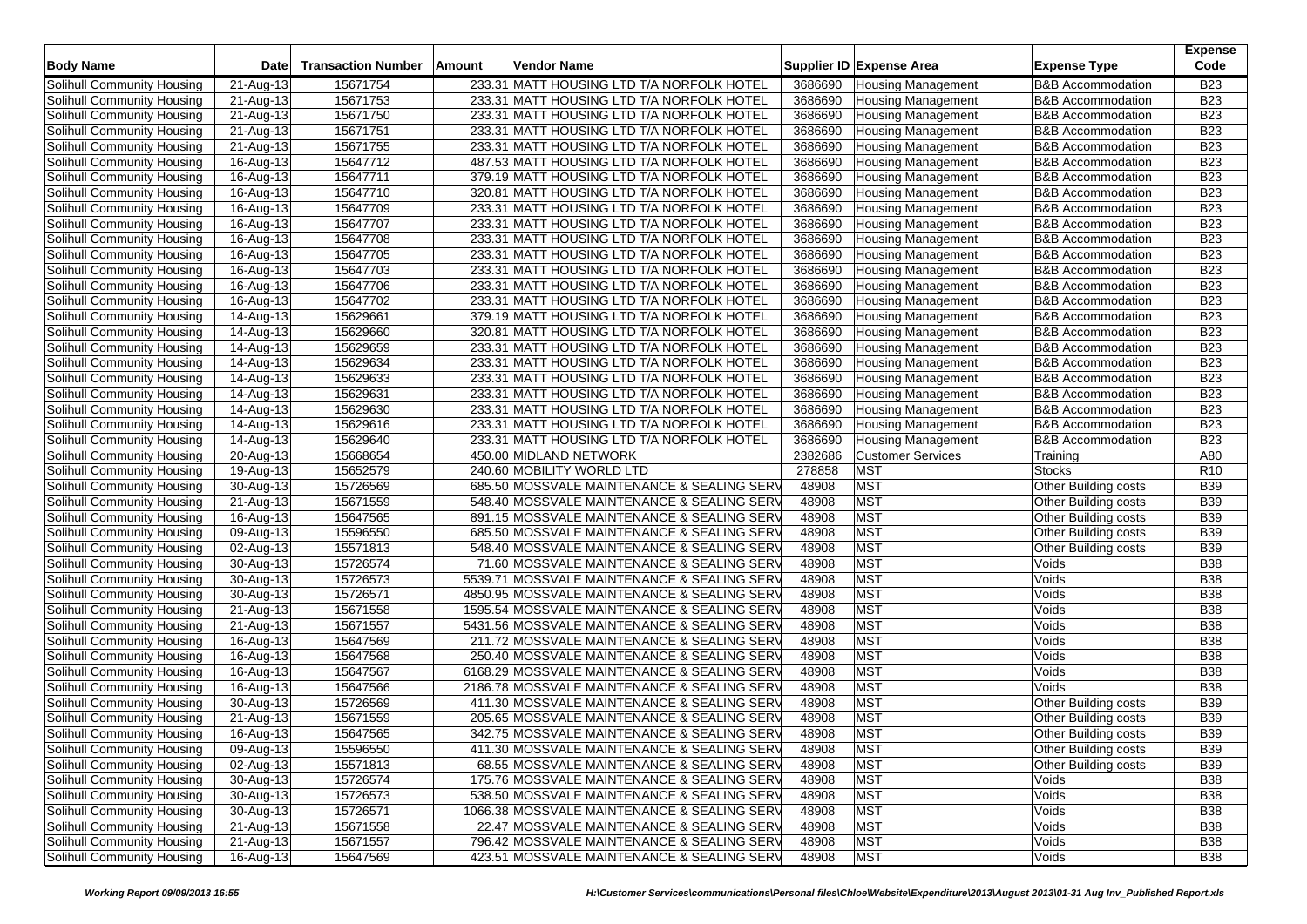| Body Name | Date | Transaction Number | Amount | Vendor Name | Supplier ID | Expense Area | Expense Type | Expense Code |
|---|---|---|---|---|---|---|---|---|
| Solihull Community Housing | 21-Aug-13 | 15671754 | 233.31 | MATT HOUSING LTD T/A NORFOLK HOTEL | 3686690 | Housing Management | B&B Accommodation | B23 |
| Solihull Community Housing | 21-Aug-13 | 15671753 | 233.31 | MATT HOUSING LTD T/A NORFOLK HOTEL | 3686690 | Housing Management | B&B Accommodation | B23 |
| Solihull Community Housing | 21-Aug-13 | 15671750 | 233.31 | MATT HOUSING LTD T/A NORFOLK HOTEL | 3686690 | Housing Management | B&B Accommodation | B23 |
| Solihull Community Housing | 21-Aug-13 | 15671751 | 233.31 | MATT HOUSING LTD T/A NORFOLK HOTEL | 3686690 | Housing Management | B&B Accommodation | B23 |
| Solihull Community Housing | 21-Aug-13 | 15671755 | 233.31 | MATT HOUSING LTD T/A NORFOLK HOTEL | 3686690 | Housing Management | B&B Accommodation | B23 |
| Solihull Community Housing | 16-Aug-13 | 15647712 | 487.53 | MATT HOUSING LTD T/A NORFOLK HOTEL | 3686690 | Housing Management | B&B Accommodation | B23 |
| Solihull Community Housing | 16-Aug-13 | 15647711 | 379.19 | MATT HOUSING LTD T/A NORFOLK HOTEL | 3686690 | Housing Management | B&B Accommodation | B23 |
| Solihull Community Housing | 16-Aug-13 | 15647710 | 320.81 | MATT HOUSING LTD T/A NORFOLK HOTEL | 3686690 | Housing Management | B&B Accommodation | B23 |
| Solihull Community Housing | 16-Aug-13 | 15647709 | 233.31 | MATT HOUSING LTD T/A NORFOLK HOTEL | 3686690 | Housing Management | B&B Accommodation | B23 |
| Solihull Community Housing | 16-Aug-13 | 15647707 | 233.31 | MATT HOUSING LTD T/A NORFOLK HOTEL | 3686690 | Housing Management | B&B Accommodation | B23 |
| Solihull Community Housing | 16-Aug-13 | 15647708 | 233.31 | MATT HOUSING LTD T/A NORFOLK HOTEL | 3686690 | Housing Management | B&B Accommodation | B23 |
| Solihull Community Housing | 16-Aug-13 | 15647705 | 233.31 | MATT HOUSING LTD T/A NORFOLK HOTEL | 3686690 | Housing Management | B&B Accommodation | B23 |
| Solihull Community Housing | 16-Aug-13 | 15647703 | 233.31 | MATT HOUSING LTD T/A NORFOLK HOTEL | 3686690 | Housing Management | B&B Accommodation | B23 |
| Solihull Community Housing | 16-Aug-13 | 15647706 | 233.31 | MATT HOUSING LTD T/A NORFOLK HOTEL | 3686690 | Housing Management | B&B Accommodation | B23 |
| Solihull Community Housing | 16-Aug-13 | 15647702 | 233.31 | MATT HOUSING LTD T/A NORFOLK HOTEL | 3686690 | Housing Management | B&B Accommodation | B23 |
| Solihull Community Housing | 14-Aug-13 | 15629661 | 379.19 | MATT HOUSING LTD T/A NORFOLK HOTEL | 3686690 | Housing Management | B&B Accommodation | B23 |
| Solihull Community Housing | 14-Aug-13 | 15629660 | 320.81 | MATT HOUSING LTD T/A NORFOLK HOTEL | 3686690 | Housing Management | B&B Accommodation | B23 |
| Solihull Community Housing | 14-Aug-13 | 15629659 | 233.31 | MATT HOUSING LTD T/A NORFOLK HOTEL | 3686690 | Housing Management | B&B Accommodation | B23 |
| Solihull Community Housing | 14-Aug-13 | 15629634 | 233.31 | MATT HOUSING LTD T/A NORFOLK HOTEL | 3686690 | Housing Management | B&B Accommodation | B23 |
| Solihull Community Housing | 14-Aug-13 | 15629633 | 233.31 | MATT HOUSING LTD T/A NORFOLK HOTEL | 3686690 | Housing Management | B&B Accommodation | B23 |
| Solihull Community Housing | 14-Aug-13 | 15629631 | 233.31 | MATT HOUSING LTD T/A NORFOLK HOTEL | 3686690 | Housing Management | B&B Accommodation | B23 |
| Solihull Community Housing | 14-Aug-13 | 15629630 | 233.31 | MATT HOUSING LTD T/A NORFOLK HOTEL | 3686690 | Housing Management | B&B Accommodation | B23 |
| Solihull Community Housing | 14-Aug-13 | 15629616 | 233.31 | MATT HOUSING LTD T/A NORFOLK HOTEL | 3686690 | Housing Management | B&B Accommodation | B23 |
| Solihull Community Housing | 14-Aug-13 | 15629640 | 233.31 | MATT HOUSING LTD T/A NORFOLK HOTEL | 3686690 | Housing Management | B&B Accommodation | B23 |
| Solihull Community Housing | 20-Aug-13 | 15668654 | 450.00 | MIDLAND NETWORK | 2382686 | Customer Services | Training | A80 |
| Solihull Community Housing | 19-Aug-13 | 15652579 | 240.60 | MOBILITY WORLD LTD | 278858 | MST | Stocks | R10 |
| Solihull Community Housing | 30-Aug-13 | 15726569 | 685.50 | MOSSVALE MAINTENANCE & SEALING SERV | 48908 | MST | Other Building costs | B39 |
| Solihull Community Housing | 21-Aug-13 | 15671559 | 548.40 | MOSSVALE MAINTENANCE & SEALING SERV | 48908 | MST | Other Building costs | B39 |
| Solihull Community Housing | 16-Aug-13 | 15647565 | 891.15 | MOSSVALE MAINTENANCE & SEALING SERV | 48908 | MST | Other Building costs | B39 |
| Solihull Community Housing | 09-Aug-13 | 15596550 | 685.50 | MOSSVALE MAINTENANCE & SEALING SERV | 48908 | MST | Other Building costs | B39 |
| Solihull Community Housing | 02-Aug-13 | 15571813 | 548.40 | MOSSVALE MAINTENANCE & SEALING SERV | 48908 | MST | Other Building costs | B39 |
| Solihull Community Housing | 30-Aug-13 | 15726574 | 71.60 | MOSSVALE MAINTENANCE & SEALING SERV | 48908 | MST | Voids | B38 |
| Solihull Community Housing | 30-Aug-13 | 15726573 | 5539.71 | MOSSVALE MAINTENANCE & SEALING SERV | 48908 | MST | Voids | B38 |
| Solihull Community Housing | 30-Aug-13 | 15726571 | 4850.95 | MOSSVALE MAINTENANCE & SEALING SERV | 48908 | MST | Voids | B38 |
| Solihull Community Housing | 21-Aug-13 | 15671558 | 1595.54 | MOSSVALE MAINTENANCE & SEALING SERV | 48908 | MST | Voids | B38 |
| Solihull Community Housing | 21-Aug-13 | 15671557 | 5431.56 | MOSSVALE MAINTENANCE & SEALING SERV | 48908 | MST | Voids | B38 |
| Solihull Community Housing | 16-Aug-13 | 15647569 | 211.72 | MOSSVALE MAINTENANCE & SEALING SERV | 48908 | MST | Voids | B38 |
| Solihull Community Housing | 16-Aug-13 | 15647568 | 250.40 | MOSSVALE MAINTENANCE & SEALING SERV | 48908 | MST | Voids | B38 |
| Solihull Community Housing | 16-Aug-13 | 15647567 | 6168.29 | MOSSVALE MAINTENANCE & SEALING SERV | 48908 | MST | Voids | B38 |
| Solihull Community Housing | 16-Aug-13 | 15647566 | 2186.78 | MOSSVALE MAINTENANCE & SEALING SERV | 48908 | MST | Voids | B38 |
| Solihull Community Housing | 30-Aug-13 | 15726569 | 411.30 | MOSSVALE MAINTENANCE & SEALING SERV | 48908 | MST | Other Building costs | B39 |
| Solihull Community Housing | 21-Aug-13 | 15671559 | 205.65 | MOSSVALE MAINTENANCE & SEALING SERV | 48908 | MST | Other Building costs | B39 |
| Solihull Community Housing | 16-Aug-13 | 15647565 | 342.75 | MOSSVALE MAINTENANCE & SEALING SERV | 48908 | MST | Other Building costs | B39 |
| Solihull Community Housing | 09-Aug-13 | 15596550 | 411.30 | MOSSVALE MAINTENANCE & SEALING SERV | 48908 | MST | Other Building costs | B39 |
| Solihull Community Housing | 02-Aug-13 | 15571813 | 68.55 | MOSSVALE MAINTENANCE & SEALING SERV | 48908 | MST | Other Building costs | B39 |
| Solihull Community Housing | 30-Aug-13 | 15726574 | 175.76 | MOSSVALE MAINTENANCE & SEALING SERV | 48908 | MST | Voids | B38 |
| Solihull Community Housing | 30-Aug-13 | 15726573 | 538.50 | MOSSVALE MAINTENANCE & SEALING SERV | 48908 | MST | Voids | B38 |
| Solihull Community Housing | 30-Aug-13 | 15726571 | 1066.38 | MOSSVALE MAINTENANCE & SEALING SERV | 48908 | MST | Voids | B38 |
| Solihull Community Housing | 21-Aug-13 | 15671558 | 22.47 | MOSSVALE MAINTENANCE & SEALING SERV | 48908 | MST | Voids | B38 |
| Solihull Community Housing | 21-Aug-13 | 15671557 | 796.42 | MOSSVALE MAINTENANCE & SEALING SERV | 48908 | MST | Voids | B38 |
| Solihull Community Housing | 16-Aug-13 | 15647569 | 423.51 | MOSSVALE MAINTENANCE & SEALING SERV | 48908 | MST | Voids | B38 |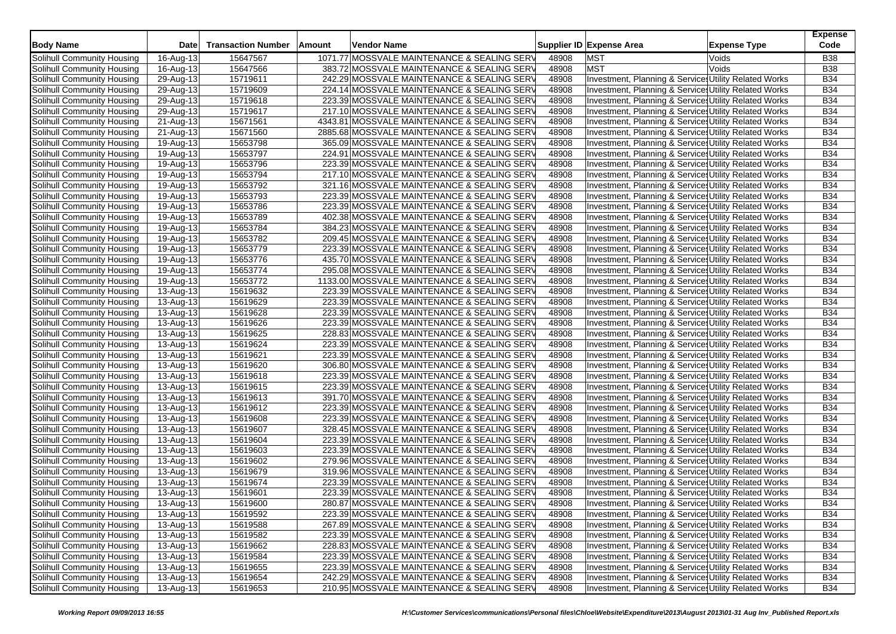| Body Name | Date | Transaction Number | Amount | Vendor Name | Supplier ID | Expense Area | Expense Type | Expense Code |
|---|---|---|---|---|---|---|---|---|
| Solihull Community Housing | 16-Aug-13 | 15647567 | 1071.77 | MOSSVALE MAINTENANCE & SEALING SERV | 48908 | MST | Voids | B38 |
| Solihull Community Housing | 16-Aug-13 | 15647566 | 383.72 | MOSSVALE MAINTENANCE & SEALING SERV | 48908 | MST | Voids | B38 |
| Solihull Community Housing | 29-Aug-13 | 15719611 | 242.29 | MOSSVALE MAINTENANCE & SEALING SERV | 48908 | Investment, Planning & Services | Utility Related Works | B34 |
| Solihull Community Housing | 29-Aug-13 | 15719609 | 224.14 | MOSSVALE MAINTENANCE & SEALING SERV | 48908 | Investment, Planning & Services | Utility Related Works | B34 |
| Solihull Community Housing | 29-Aug-13 | 15719618 | 223.39 | MOSSVALE MAINTENANCE & SEALING SERV | 48908 | Investment, Planning & Services | Utility Related Works | B34 |
| Solihull Community Housing | 29-Aug-13 | 15719617 | 217.10 | MOSSVALE MAINTENANCE & SEALING SERV | 48908 | Investment, Planning & Services | Utility Related Works | B34 |
| Solihull Community Housing | 21-Aug-13 | 15671561 | 4343.81 | MOSSVALE MAINTENANCE & SEALING SERV | 48908 | Investment, Planning & Services | Utility Related Works | B34 |
| Solihull Community Housing | 21-Aug-13 | 15671560 | 2885.68 | MOSSVALE MAINTENANCE & SEALING SERV | 48908 | Investment, Planning & Services | Utility Related Works | B34 |
| Solihull Community Housing | 19-Aug-13 | 15653798 | 365.09 | MOSSVALE MAINTENANCE & SEALING SERV | 48908 | Investment, Planning & Services | Utility Related Works | B34 |
| Solihull Community Housing | 19-Aug-13 | 15653797 | 224.91 | MOSSVALE MAINTENANCE & SEALING SERV | 48908 | Investment, Planning & Services | Utility Related Works | B34 |
| Solihull Community Housing | 19-Aug-13 | 15653796 | 223.39 | MOSSVALE MAINTENANCE & SEALING SERV | 48908 | Investment, Planning & Services | Utility Related Works | B34 |
| Solihull Community Housing | 19-Aug-13 | 15653794 | 217.10 | MOSSVALE MAINTENANCE & SEALING SERV | 48908 | Investment, Planning & Services | Utility Related Works | B34 |
| Solihull Community Housing | 19-Aug-13 | 15653792 | 321.16 | MOSSVALE MAINTENANCE & SEALING SERV | 48908 | Investment, Planning & Services | Utility Related Works | B34 |
| Solihull Community Housing | 19-Aug-13 | 15653793 | 223.39 | MOSSVALE MAINTENANCE & SEALING SERV | 48908 | Investment, Planning & Services | Utility Related Works | B34 |
| Solihull Community Housing | 19-Aug-13 | 15653786 | 223.39 | MOSSVALE MAINTENANCE & SEALING SERV | 48908 | Investment, Planning & Services | Utility Related Works | B34 |
| Solihull Community Housing | 19-Aug-13 | 15653789 | 402.38 | MOSSVALE MAINTENANCE & SEALING SERV | 48908 | Investment, Planning & Services | Utility Related Works | B34 |
| Solihull Community Housing | 19-Aug-13 | 15653784 | 384.23 | MOSSVALE MAINTENANCE & SEALING SERV | 48908 | Investment, Planning & Services | Utility Related Works | B34 |
| Solihull Community Housing | 19-Aug-13 | 15653782 | 209.45 | MOSSVALE MAINTENANCE & SEALING SERV | 48908 | Investment, Planning & Services | Utility Related Works | B34 |
| Solihull Community Housing | 19-Aug-13 | 15653779 | 223.39 | MOSSVALE MAINTENANCE & SEALING SERV | 48908 | Investment, Planning & Services | Utility Related Works | B34 |
| Solihull Community Housing | 19-Aug-13 | 15653776 | 435.70 | MOSSVALE MAINTENANCE & SEALING SERV | 48908 | Investment, Planning & Services | Utility Related Works | B34 |
| Solihull Community Housing | 19-Aug-13 | 15653774 | 295.08 | MOSSVALE MAINTENANCE & SEALING SERV | 48908 | Investment, Planning & Services | Utility Related Works | B34 |
| Solihull Community Housing | 19-Aug-13 | 15653772 | 1133.00 | MOSSVALE MAINTENANCE & SEALING SERV | 48908 | Investment, Planning & Services | Utility Related Works | B34 |
| Solihull Community Housing | 13-Aug-13 | 15619632 | 223.39 | MOSSVALE MAINTENANCE & SEALING SERV | 48908 | Investment, Planning & Services | Utility Related Works | B34 |
| Solihull Community Housing | 13-Aug-13 | 15619629 | 223.39 | MOSSVALE MAINTENANCE & SEALING SERV | 48908 | Investment, Planning & Services | Utility Related Works | B34 |
| Solihull Community Housing | 13-Aug-13 | 15619628 | 223.39 | MOSSVALE MAINTENANCE & SEALING SERV | 48908 | Investment, Planning & Services | Utility Related Works | B34 |
| Solihull Community Housing | 13-Aug-13 | 15619626 | 223.39 | MOSSVALE MAINTENANCE & SEALING SERV | 48908 | Investment, Planning & Services | Utility Related Works | B34 |
| Solihull Community Housing | 13-Aug-13 | 15619625 | 228.83 | MOSSVALE MAINTENANCE & SEALING SERV | 48908 | Investment, Planning & Services | Utility Related Works | B34 |
| Solihull Community Housing | 13-Aug-13 | 15619624 | 223.39 | MOSSVALE MAINTENANCE & SEALING SERV | 48908 | Investment, Planning & Services | Utility Related Works | B34 |
| Solihull Community Housing | 13-Aug-13 | 15619621 | 223.39 | MOSSVALE MAINTENANCE & SEALING SERV | 48908 | Investment, Planning & Services | Utility Related Works | B34 |
| Solihull Community Housing | 13-Aug-13 | 15619620 | 306.80 | MOSSVALE MAINTENANCE & SEALING SERV | 48908 | Investment, Planning & Services | Utility Related Works | B34 |
| Solihull Community Housing | 13-Aug-13 | 15619618 | 223.39 | MOSSVALE MAINTENANCE & SEALING SERV | 48908 | Investment, Planning & Services | Utility Related Works | B34 |
| Solihull Community Housing | 13-Aug-13 | 15619615 | 223.39 | MOSSVALE MAINTENANCE & SEALING SERV | 48908 | Investment, Planning & Services | Utility Related Works | B34 |
| Solihull Community Housing | 13-Aug-13 | 15619613 | 391.70 | MOSSVALE MAINTENANCE & SEALING SERV | 48908 | Investment, Planning & Services | Utility Related Works | B34 |
| Solihull Community Housing | 13-Aug-13 | 15619612 | 223.39 | MOSSVALE MAINTENANCE & SEALING SERV | 48908 | Investment, Planning & Services | Utility Related Works | B34 |
| Solihull Community Housing | 13-Aug-13 | 15619608 | 223.39 | MOSSVALE MAINTENANCE & SEALING SERV | 48908 | Investment, Planning & Services | Utility Related Works | B34 |
| Solihull Community Housing | 13-Aug-13 | 15619607 | 328.45 | MOSSVALE MAINTENANCE & SEALING SERV | 48908 | Investment, Planning & Services | Utility Related Works | B34 |
| Solihull Community Housing | 13-Aug-13 | 15619604 | 223.39 | MOSSVALE MAINTENANCE & SEALING SERV | 48908 | Investment, Planning & Services | Utility Related Works | B34 |
| Solihull Community Housing | 13-Aug-13 | 15619603 | 223.39 | MOSSVALE MAINTENANCE & SEALING SERV | 48908 | Investment, Planning & Services | Utility Related Works | B34 |
| Solihull Community Housing | 13-Aug-13 | 15619602 | 279.96 | MOSSVALE MAINTENANCE & SEALING SERV | 48908 | Investment, Planning & Services | Utility Related Works | B34 |
| Solihull Community Housing | 13-Aug-13 | 15619679 | 319.96 | MOSSVALE MAINTENANCE & SEALING SERV | 48908 | Investment, Planning & Services | Utility Related Works | B34 |
| Solihull Community Housing | 13-Aug-13 | 15619674 | 223.39 | MOSSVALE MAINTENANCE & SEALING SERV | 48908 | Investment, Planning & Services | Utility Related Works | B34 |
| Solihull Community Housing | 13-Aug-13 | 15619601 | 223.39 | MOSSVALE MAINTENANCE & SEALING SERV | 48908 | Investment, Planning & Services | Utility Related Works | B34 |
| Solihull Community Housing | 13-Aug-13 | 15619600 | 280.87 | MOSSVALE MAINTENANCE & SEALING SERV | 48908 | Investment, Planning & Services | Utility Related Works | B34 |
| Solihull Community Housing | 13-Aug-13 | 15619592 | 223.39 | MOSSVALE MAINTENANCE & SEALING SERV | 48908 | Investment, Planning & Services | Utility Related Works | B34 |
| Solihull Community Housing | 13-Aug-13 | 15619588 | 267.89 | MOSSVALE MAINTENANCE & SEALING SERV | 48908 | Investment, Planning & Services | Utility Related Works | B34 |
| Solihull Community Housing | 13-Aug-13 | 15619582 | 223.39 | MOSSVALE MAINTENANCE & SEALING SERV | 48908 | Investment, Planning & Services | Utility Related Works | B34 |
| Solihull Community Housing | 13-Aug-13 | 15619662 | 228.83 | MOSSVALE MAINTENANCE & SEALING SERV | 48908 | Investment, Planning & Services | Utility Related Works | B34 |
| Solihull Community Housing | 13-Aug-13 | 15619584 | 223.39 | MOSSVALE MAINTENANCE & SEALING SERV | 48908 | Investment, Planning & Services | Utility Related Works | B34 |
| Solihull Community Housing | 13-Aug-13 | 15619655 | 223.39 | MOSSVALE MAINTENANCE & SEALING SERV | 48908 | Investment, Planning & Services | Utility Related Works | B34 |
| Solihull Community Housing | 13-Aug-13 | 15619654 | 242.29 | MOSSVALE MAINTENANCE & SEALING SERV | 48908 | Investment, Planning & Services | Utility Related Works | B34 |
| Solihull Community Housing | 13-Aug-13 | 15619653 | 210.95 | MOSSVALE MAINTENANCE & SEALING SERV | 48908 | Investment, Planning & Services | Utility Related Works | B34 |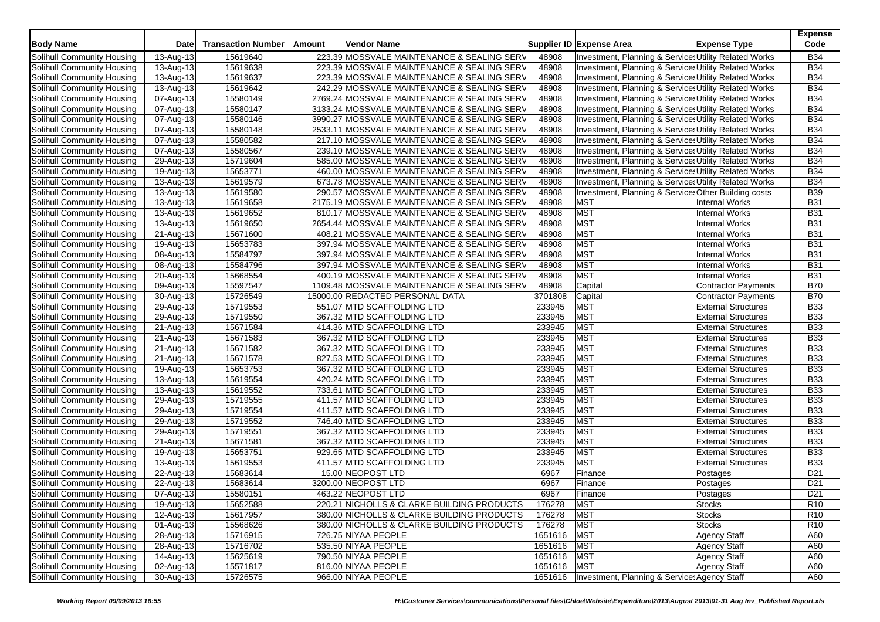| Body Name | Date | Transaction Number | Amount | Vendor Name | Supplier ID | Expense Area | Expense Type | Expense Code |
|---|---|---|---|---|---|---|---|---|
| Solihull Community Housing | 13-Aug-13 | 15619640 | 223.39 | MOSSVALE MAINTENANCE & SEALING SERV | 48908 | Investment, Planning & Services | Utility Related Works | B34 |
| Solihull Community Housing | 13-Aug-13 | 15619638 | 223.39 | MOSSVALE MAINTENANCE & SEALING SERV | 48908 | Investment, Planning & Services | Utility Related Works | B34 |
| Solihull Community Housing | 13-Aug-13 | 15619637 | 223.39 | MOSSVALE MAINTENANCE & SEALING SERV | 48908 | Investment, Planning & Services | Utility Related Works | B34 |
| Solihull Community Housing | 13-Aug-13 | 15619642 | 242.29 | MOSSVALE MAINTENANCE & SEALING SERV | 48908 | Investment, Planning & Services | Utility Related Works | B34 |
| Solihull Community Housing | 07-Aug-13 | 15580149 | 2769.24 | MOSSVALE MAINTENANCE & SEALING SERV | 48908 | Investment, Planning & Services | Utility Related Works | B34 |
| Solihull Community Housing | 07-Aug-13 | 15580147 | 3133.24 | MOSSVALE MAINTENANCE & SEALING SERV | 48908 | Investment, Planning & Services | Utility Related Works | B34 |
| Solihull Community Housing | 07-Aug-13 | 15580146 | 3990.27 | MOSSVALE MAINTENANCE & SEALING SERV | 48908 | Investment, Planning & Services | Utility Related Works | B34 |
| Solihull Community Housing | 07-Aug-13 | 15580148 | 2533.11 | MOSSVALE MAINTENANCE & SEALING SERV | 48908 | Investment, Planning & Services | Utility Related Works | B34 |
| Solihull Community Housing | 07-Aug-13 | 15580582 | 217.10 | MOSSVALE MAINTENANCE & SEALING SERV | 48908 | Investment, Planning & Services | Utility Related Works | B34 |
| Solihull Community Housing | 07-Aug-13 | 15580567 | 239.10 | MOSSVALE MAINTENANCE & SEALING SERV | 48908 | Investment, Planning & Services | Utility Related Works | B34 |
| Solihull Community Housing | 29-Aug-13 | 15719604 | 585.00 | MOSSVALE MAINTENANCE & SEALING SERV | 48908 | Investment, Planning & Services | Utility Related Works | B34 |
| Solihull Community Housing | 19-Aug-13 | 15653771 | 460.00 | MOSSVALE MAINTENANCE & SEALING SERV | 48908 | Investment, Planning & Services | Utility Related Works | B34 |
| Solihull Community Housing | 13-Aug-13 | 15619579 | 673.78 | MOSSVALE MAINTENANCE & SEALING SERV | 48908 | Investment, Planning & Services | Utility Related Works | B34 |
| Solihull Community Housing | 13-Aug-13 | 15619580 | 290.57 | MOSSVALE MAINTENANCE & SEALING SERV | 48908 | Investment, Planning & Services | Other Building costs | B39 |
| Solihull Community Housing | 13-Aug-13 | 15619658 | 2175.19 | MOSSVALE MAINTENANCE & SEALING SERV | 48908 | MST | Internal Works | B31 |
| Solihull Community Housing | 13-Aug-13 | 15619652 | 810.17 | MOSSVALE MAINTENANCE & SEALING SERV | 48908 | MST | Internal Works | B31 |
| Solihull Community Housing | 13-Aug-13 | 15619650 | 2654.44 | MOSSVALE MAINTENANCE & SEALING SERV | 48908 | MST | Internal Works | B31 |
| Solihull Community Housing | 21-Aug-13 | 15671600 | 408.21 | MOSSVALE MAINTENANCE & SEALING SERV | 48908 | MST | Internal Works | B31 |
| Solihull Community Housing | 19-Aug-13 | 15653783 | 397.94 | MOSSVALE MAINTENANCE & SEALING SERV | 48908 | MST | Internal Works | B31 |
| Solihull Community Housing | 08-Aug-13 | 15584797 | 397.94 | MOSSVALE MAINTENANCE & SEALING SERV | 48908 | MST | Internal Works | B31 |
| Solihull Community Housing | 08-Aug-13 | 15584796 | 397.94 | MOSSVALE MAINTENANCE & SEALING SERV | 48908 | MST | Internal Works | B31 |
| Solihull Community Housing | 20-Aug-13 | 15668554 | 400.19 | MOSSVALE MAINTENANCE & SEALING SERV | 48908 | MST | Internal Works | B31 |
| Solihull Community Housing | 09-Aug-13 | 15597547 | 1109.48 | MOSSVALE MAINTENANCE & SEALING SERV | 48908 | Capital | Contractor Payments | B70 |
| Solihull Community Housing | 30-Aug-13 | 15726549 | 15000.00 | REDACTED PERSONAL DATA | 3701808 | Capital | Contractor Payments | B70 |
| Solihull Community Housing | 29-Aug-13 | 15719553 | 551.07 | MTD SCAFFOLDING LTD | 233945 | MST | External Structures | B33 |
| Solihull Community Housing | 29-Aug-13 | 15719550 | 367.32 | MTD SCAFFOLDING LTD | 233945 | MST | External Structures | B33 |
| Solihull Community Housing | 21-Aug-13 | 15671584 | 414.36 | MTD SCAFFOLDING LTD | 233945 | MST | External Structures | B33 |
| Solihull Community Housing | 21-Aug-13 | 15671583 | 367.32 | MTD SCAFFOLDING LTD | 233945 | MST | External Structures | B33 |
| Solihull Community Housing | 21-Aug-13 | 15671582 | 367.32 | MTD SCAFFOLDING LTD | 233945 | MST | External Structures | B33 |
| Solihull Community Housing | 21-Aug-13 | 15671578 | 827.53 | MTD SCAFFOLDING LTD | 233945 | MST | External Structures | B33 |
| Solihull Community Housing | 19-Aug-13 | 15653753 | 367.32 | MTD SCAFFOLDING LTD | 233945 | MST | External Structures | B33 |
| Solihull Community Housing | 13-Aug-13 | 15619554 | 420.24 | MTD SCAFFOLDING LTD | 233945 | MST | External Structures | B33 |
| Solihull Community Housing | 13-Aug-13 | 15619552 | 733.61 | MTD SCAFFOLDING LTD | 233945 | MST | External Structures | B33 |
| Solihull Community Housing | 29-Aug-13 | 15719555 | 411.57 | MTD SCAFFOLDING LTD | 233945 | MST | External Structures | B33 |
| Solihull Community Housing | 29-Aug-13 | 15719554 | 411.57 | MTD SCAFFOLDING LTD | 233945 | MST | External Structures | B33 |
| Solihull Community Housing | 29-Aug-13 | 15719552 | 746.40 | MTD SCAFFOLDING LTD | 233945 | MST | External Structures | B33 |
| Solihull Community Housing | 29-Aug-13 | 15719551 | 367.32 | MTD SCAFFOLDING LTD | 233945 | MST | External Structures | B33 |
| Solihull Community Housing | 21-Aug-13 | 15671581 | 367.32 | MTD SCAFFOLDING LTD | 233945 | MST | External Structures | B33 |
| Solihull Community Housing | 19-Aug-13 | 15653751 | 929.65 | MTD SCAFFOLDING LTD | 233945 | MST | External Structures | B33 |
| Solihull Community Housing | 13-Aug-13 | 15619553 | 411.57 | MTD SCAFFOLDING LTD | 233945 | MST | External Structures | B33 |
| Solihull Community Housing | 22-Aug-13 | 15683614 | 15.00 | NEOPOST LTD | 6967 | Finance | Postages | D21 |
| Solihull Community Housing | 22-Aug-13 | 15683614 | 3200.00 | NEOPOST LTD | 6967 | Finance | Postages | D21 |
| Solihull Community Housing | 07-Aug-13 | 15580151 | 463.22 | NEOPOST LTD | 6967 | Finance | Postages | D21 |
| Solihull Community Housing | 19-Aug-13 | 15652588 | 220.21 | NICHOLLS & CLARKE BUILDING PRODUCTS | 176278 | MST | Stocks | R10 |
| Solihull Community Housing | 12-Aug-13 | 15617957 | 380.00 | NICHOLLS & CLARKE BUILDING PRODUCTS | 176278 | MST | Stocks | R10 |
| Solihull Community Housing | 01-Aug-13 | 15568626 | 380.00 | NICHOLLS & CLARKE BUILDING PRODUCTS | 176278 | MST | Stocks | R10 |
| Solihull Community Housing | 28-Aug-13 | 15716915 | 726.75 | NIYAA PEOPLE | 1651616 | MST | Agency Staff | A60 |
| Solihull Community Housing | 28-Aug-13 | 15716702 | 535.50 | NIYAA PEOPLE | 1651616 | MST | Agency Staff | A60 |
| Solihull Community Housing | 14-Aug-13 | 15625619 | 790.50 | NIYAA PEOPLE | 1651616 | MST | Agency Staff | A60 |
| Solihull Community Housing | 02-Aug-13 | 15571817 | 816.00 | NIYAA PEOPLE | 1651616 | MST | Agency Staff | A60 |
| Solihull Community Housing | 30-Aug-13 | 15726575 | 966.00 | NIYAA PEOPLE | 1651616 | Investment, Planning & Services | Agency Staff | A60 |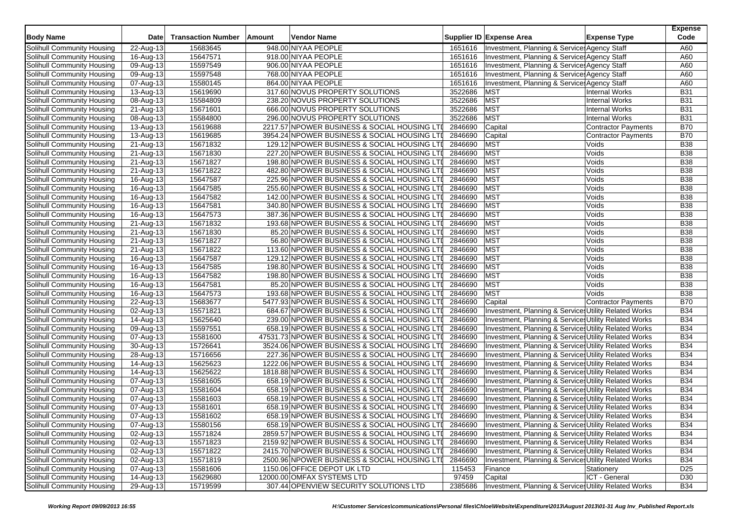| Body Name | Date | Transaction Number | Amount | Vendor Name | Supplier ID | Expense Area | Expense Type | Expense Code |
|---|---|---|---|---|---|---|---|---|
| Solihull Community Housing | 22-Aug-13 | 15683645 | 948.00 | NIYAA PEOPLE | 1651616 | Investment, Planning & Services | Agency Staff | A60 |
| Solihull Community Housing | 16-Aug-13 | 15647571 | 918.00 | NIYAA PEOPLE | 1651616 | Investment, Planning & Services | Agency Staff | A60 |
| Solihull Community Housing | 09-Aug-13 | 15597549 | 906.00 | NIYAA PEOPLE | 1651616 | Investment, Planning & Services | Agency Staff | A60 |
| Solihull Community Housing | 09-Aug-13 | 15597548 | 768.00 | NIYAA PEOPLE | 1651616 | Investment, Planning & Services | Agency Staff | A60 |
| Solihull Community Housing | 07-Aug-13 | 15580145 | 864.00 | NIYAA PEOPLE | 1651616 | Investment, Planning & Services | Agency Staff | A60 |
| Solihull Community Housing | 13-Aug-13 | 15619690 | 317.60 | NOVUS PROPERTY SOLUTIONS | 3522686 | MST | Internal Works | B31 |
| Solihull Community Housing | 08-Aug-13 | 15584809 | 238.20 | NOVUS PROPERTY SOLUTIONS | 3522686 | MST | Internal Works | B31 |
| Solihull Community Housing | 21-Aug-13 | 15671601 | 666.00 | NOVUS PROPERTY SOLUTIONS | 3522686 | MST | Internal Works | B31 |
| Solihull Community Housing | 08-Aug-13 | 15584800 | 296.00 | NOVUS PROPERTY SOLUTIONS | 3522686 | MST | Internal Works | B31 |
| Solihull Community Housing | 13-Aug-13 | 15619688 | 2217.57 | NPOWER BUSINESS & SOCIAL HOUSING LTD | 2846690 | Capital | Contractor Payments | B70 |
| Solihull Community Housing | 13-Aug-13 | 15619685 | 3954.24 | NPOWER BUSINESS & SOCIAL HOUSING LTD | 2846690 | Capital | Contractor Payments | B70 |
| Solihull Community Housing | 21-Aug-13 | 15671832 | 129.12 | NPOWER BUSINESS & SOCIAL HOUSING LTD | 2846690 | MST | Voids | B38 |
| Solihull Community Housing | 21-Aug-13 | 15671830 | 227.20 | NPOWER BUSINESS & SOCIAL HOUSING LTD | 2846690 | MST | Voids | B38 |
| Solihull Community Housing | 21-Aug-13 | 15671827 | 198.80 | NPOWER BUSINESS & SOCIAL HOUSING LTD | 2846690 | MST | Voids | B38 |
| Solihull Community Housing | 21-Aug-13 | 15671822 | 482.80 | NPOWER BUSINESS & SOCIAL HOUSING LTD | 2846690 | MST | Voids | B38 |
| Solihull Community Housing | 16-Aug-13 | 15647587 | 225.96 | NPOWER BUSINESS & SOCIAL HOUSING LTD | 2846690 | MST | Voids | B38 |
| Solihull Community Housing | 16-Aug-13 | 15647585 | 255.60 | NPOWER BUSINESS & SOCIAL HOUSING LTD | 2846690 | MST | Voids | B38 |
| Solihull Community Housing | 16-Aug-13 | 15647582 | 142.00 | NPOWER BUSINESS & SOCIAL HOUSING LTD | 2846690 | MST | Voids | B38 |
| Solihull Community Housing | 16-Aug-13 | 15647581 | 340.80 | NPOWER BUSINESS & SOCIAL HOUSING LTD | 2846690 | MST | Voids | B38 |
| Solihull Community Housing | 16-Aug-13 | 15647573 | 387.36 | NPOWER BUSINESS & SOCIAL HOUSING LTD | 2846690 | MST | Voids | B38 |
| Solihull Community Housing | 21-Aug-13 | 15671832 | 193.68 | NPOWER BUSINESS & SOCIAL HOUSING LTD | 2846690 | MST | Voids | B38 |
| Solihull Community Housing | 21-Aug-13 | 15671830 | 85.20 | NPOWER BUSINESS & SOCIAL HOUSING LTD | 2846690 | MST | Voids | B38 |
| Solihull Community Housing | 21-Aug-13 | 15671827 | 56.80 | NPOWER BUSINESS & SOCIAL HOUSING LTD | 2846690 | MST | Voids | B38 |
| Solihull Community Housing | 21-Aug-13 | 15671822 | 113.60 | NPOWER BUSINESS & SOCIAL HOUSING LTD | 2846690 | MST | Voids | B38 |
| Solihull Community Housing | 16-Aug-13 | 15647587 | 129.12 | NPOWER BUSINESS & SOCIAL HOUSING LTD | 2846690 | MST | Voids | B38 |
| Solihull Community Housing | 16-Aug-13 | 15647585 | 198.80 | NPOWER BUSINESS & SOCIAL HOUSING LTD | 2846690 | MST | Voids | B38 |
| Solihull Community Housing | 16-Aug-13 | 15647582 | 198.80 | NPOWER BUSINESS & SOCIAL HOUSING LTD | 2846690 | MST | Voids | B38 |
| Solihull Community Housing | 16-Aug-13 | 15647581 | 85.20 | NPOWER BUSINESS & SOCIAL HOUSING LTD | 2846690 | MST | Voids | B38 |
| Solihull Community Housing | 16-Aug-13 | 15647573 | 193.68 | NPOWER BUSINESS & SOCIAL HOUSING LTD | 2846690 | MST | Voids | B38 |
| Solihull Community Housing | 22-Aug-13 | 15683677 | 5477.93 | NPOWER BUSINESS & SOCIAL HOUSING LTD | 2846690 | Capital | Contractor Payments | B70 |
| Solihull Community Housing | 02-Aug-13 | 15571821 | 684.67 | NPOWER BUSINESS & SOCIAL HOUSING LTD | 2846690 | Investment, Planning & Services | Utility Related Works | B34 |
| Solihull Community Housing | 14-Aug-13 | 15625640 | 239.00 | NPOWER BUSINESS & SOCIAL HOUSING LTD | 2846690 | Investment, Planning & Services | Utility Related Works | B34 |
| Solihull Community Housing | 09-Aug-13 | 15597551 | 658.19 | NPOWER BUSINESS & SOCIAL HOUSING LTD | 2846690 | Investment, Planning & Services | Utility Related Works | B34 |
| Solihull Community Housing | 07-Aug-13 | 15581600 | 47531.73 | NPOWER BUSINESS & SOCIAL HOUSING LTD | 2846690 | Investment, Planning & Services | Utility Related Works | B34 |
| Solihull Community Housing | 30-Aug-13 | 15726641 | 3524.06 | NPOWER BUSINESS & SOCIAL HOUSING LTD | 2846690 | Investment, Planning & Services | Utility Related Works | B34 |
| Solihull Community Housing | 28-Aug-13 | 15716656 | 227.36 | NPOWER BUSINESS & SOCIAL HOUSING LTD | 2846690 | Investment, Planning & Services | Utility Related Works | B34 |
| Solihull Community Housing | 14-Aug-13 | 15625623 | 1222.06 | NPOWER BUSINESS & SOCIAL HOUSING LTD | 2846690 | Investment, Planning & Services | Utility Related Works | B34 |
| Solihull Community Housing | 14-Aug-13 | 15625622 | 1818.88 | NPOWER BUSINESS & SOCIAL HOUSING LTD | 2846690 | Investment, Planning & Services | Utility Related Works | B34 |
| Solihull Community Housing | 07-Aug-13 | 15581605 | 658.19 | NPOWER BUSINESS & SOCIAL HOUSING LTD | 2846690 | Investment, Planning & Services | Utility Related Works | B34 |
| Solihull Community Housing | 07-Aug-13 | 15581604 | 658.19 | NPOWER BUSINESS & SOCIAL HOUSING LTD | 2846690 | Investment, Planning & Services | Utility Related Works | B34 |
| Solihull Community Housing | 07-Aug-13 | 15581603 | 658.19 | NPOWER BUSINESS & SOCIAL HOUSING LTD | 2846690 | Investment, Planning & Services | Utility Related Works | B34 |
| Solihull Community Housing | 07-Aug-13 | 15581601 | 658.19 | NPOWER BUSINESS & SOCIAL HOUSING LTD | 2846690 | Investment, Planning & Services | Utility Related Works | B34 |
| Solihull Community Housing | 07-Aug-13 | 15581602 | 658.19 | NPOWER BUSINESS & SOCIAL HOUSING LTD | 2846690 | Investment, Planning & Services | Utility Related Works | B34 |
| Solihull Community Housing | 07-Aug-13 | 15580156 | 658.19 | NPOWER BUSINESS & SOCIAL HOUSING LTD | 2846690 | Investment, Planning & Services | Utility Related Works | B34 |
| Solihull Community Housing | 02-Aug-13 | 15571824 | 2859.57 | NPOWER BUSINESS & SOCIAL HOUSING LTD | 2846690 | Investment, Planning & Services | Utility Related Works | B34 |
| Solihull Community Housing | 02-Aug-13 | 15571823 | 2159.92 | NPOWER BUSINESS & SOCIAL HOUSING LTD | 2846690 | Investment, Planning & Services | Utility Related Works | B34 |
| Solihull Community Housing | 02-Aug-13 | 15571822 | 2415.70 | NPOWER BUSINESS & SOCIAL HOUSING LTD | 2846690 | Investment, Planning & Services | Utility Related Works | B34 |
| Solihull Community Housing | 02-Aug-13 | 15571819 | 2500.96 | NPOWER BUSINESS & SOCIAL HOUSING LTD | 2846690 | Investment, Planning & Services | Utility Related Works | B34 |
| Solihull Community Housing | 07-Aug-13 | 15581606 | 1150.06 | OFFICE DEPOT UK LTD | 115453 | Finance | Stationery | D25 |
| Solihull Community Housing | 14-Aug-13 | 15629680 | 12000.00 | OMFAX SYSTEMS LTD | 97459 | Capital | ICT - General | D30 |
| Solihull Community Housing | 29-Aug-13 | 15719599 | 307.44 | OPENVIEW SECURITY SOLUTIONS LTD | 2385686 | Investment, Planning & Services | Utility Related Works | B34 |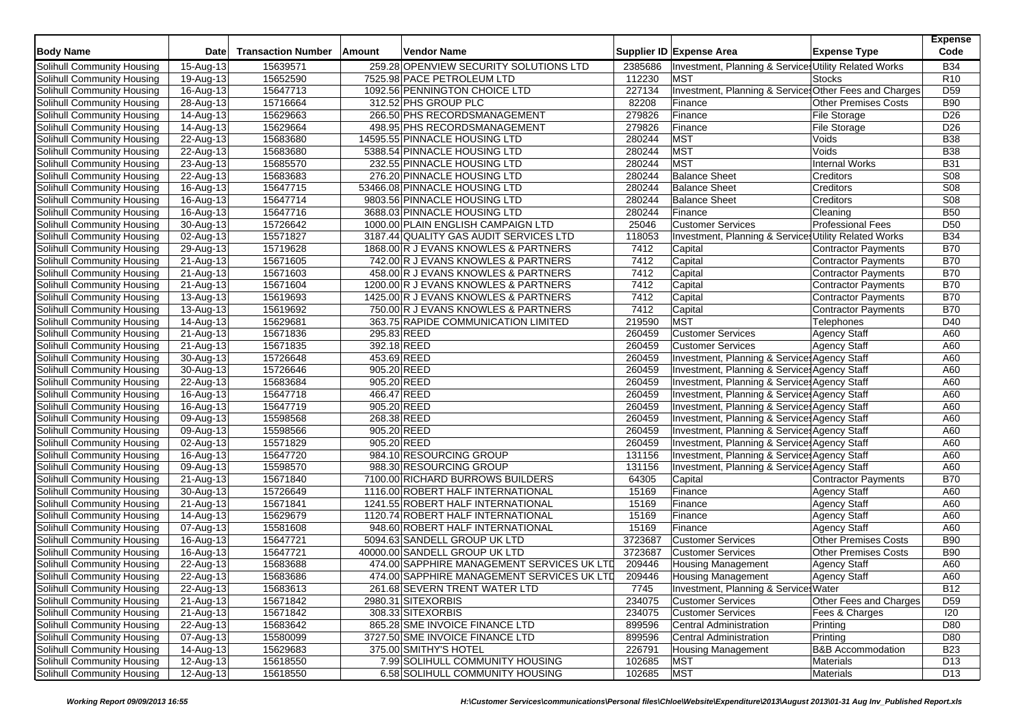| Body Name | Date | Transaction Number | Amount | Vendor Name | Supplier ID | Expense Area | Expense Type | Expense Code |
|---|---|---|---|---|---|---|---|---|
| Solihull Community Housing | 15-Aug-13 | 15639571 | 259.28 | OPENVIEW SECURITY SOLUTIONS LTD | 2385686 | Investment, Planning & Services | Utility Related Works | B34 |
| Solihull Community Housing | 19-Aug-13 | 15652590 | 7525.98 | PACE PETROLEUM LTD | 112230 | MST | Stocks | R10 |
| Solihull Community Housing | 16-Aug-13 | 15647713 | 1092.56 | PENNINGTON CHOICE LTD | 227134 | Investment, Planning & Services | Other Fees and Charges | D59 |
| Solihull Community Housing | 28-Aug-13 | 15716664 | 312.52 | PHS GROUP PLC | 82208 | Finance | Other Premises Costs | B90 |
| Solihull Community Housing | 14-Aug-13 | 15629663 | 266.50 | PHS RECORDSMANAGEMENT | 279826 | Finance | File Storage | D26 |
| Solihull Community Housing | 14-Aug-13 | 15629664 | 498.95 | PHS RECORDSMANAGEMENT | 279826 | Finance | File Storage | D26 |
| Solihull Community Housing | 22-Aug-13 | 15683680 | 14595.55 | PINNACLE HOUSING LTD | 280244 | MST | Voids | B38 |
| Solihull Community Housing | 22-Aug-13 | 15683680 | 5388.54 | PINNACLE HOUSING LTD | 280244 | MST | Voids | B38 |
| Solihull Community Housing | 23-Aug-13 | 15685570 | 232.55 | PINNACLE HOUSING LTD | 280244 | MST | Internal Works | B31 |
| Solihull Community Housing | 22-Aug-13 | 15683683 | 276.20 | PINNACLE HOUSING LTD | 280244 | Balance Sheet | Creditors | S08 |
| Solihull Community Housing | 16-Aug-13 | 15647715 | 53466.08 | PINNACLE HOUSING LTD | 280244 | Balance Sheet | Creditors | S08 |
| Solihull Community Housing | 16-Aug-13 | 15647714 | 9803.56 | PINNACLE HOUSING LTD | 280244 | Balance Sheet | Creditors | S08 |
| Solihull Community Housing | 16-Aug-13 | 15647716 | 3688.03 | PINNACLE HOUSING LTD | 280244 | Finance | Cleaning | B50 |
| Solihull Community Housing | 30-Aug-13 | 15726642 | 1000.00 | PLAIN ENGLISH CAMPAIGN LTD | 25046 | Customer Services | Professional Fees | D50 |
| Solihull Community Housing | 02-Aug-13 | 15571827 | 3187.44 | QUALITY GAS AUDIT SERVICES LTD | 118053 | Investment, Planning & Services | Utility Related Works | B34 |
| Solihull Community Housing | 29-Aug-13 | 15719628 | 1868.00 | R J EVANS KNOWLES & PARTNERS | 7412 | Capital | Contractor Payments | B70 |
| Solihull Community Housing | 21-Aug-13 | 15671605 | 742.00 | R J EVANS KNOWLES & PARTNERS | 7412 | Capital | Contractor Payments | B70 |
| Solihull Community Housing | 21-Aug-13 | 15671603 | 458.00 | R J EVANS KNOWLES & PARTNERS | 7412 | Capital | Contractor Payments | B70 |
| Solihull Community Housing | 21-Aug-13 | 15671604 | 1200.00 | R J EVANS KNOWLES & PARTNERS | 7412 | Capital | Contractor Payments | B70 |
| Solihull Community Housing | 13-Aug-13 | 15619693 | 1425.00 | R J EVANS KNOWLES & PARTNERS | 7412 | Capital | Contractor Payments | B70 |
| Solihull Community Housing | 13-Aug-13 | 15619692 | 750.00 | R J EVANS KNOWLES & PARTNERS | 7412 | Capital | Contractor Payments | B70 |
| Solihull Community Housing | 14-Aug-13 | 15629681 | 363.75 | RAPIDE COMMUNICATION LIMITED | 219590 | MST | Telephones | D40 |
| Solihull Community Housing | 21-Aug-13 | 15671836 | 295.83 | REED | 260459 | Customer Services | Agency Staff | A60 |
| Solihull Community Housing | 21-Aug-13 | 15671835 | 392.18 | REED | 260459 | Customer Services | Agency Staff | A60 |
| Solihull Community Housing | 30-Aug-13 | 15726648 | 453.69 | REED | 260459 | Investment, Planning & Services | Agency Staff | A60 |
| Solihull Community Housing | 30-Aug-13 | 15726646 | 905.20 | REED | 260459 | Investment, Planning & Services | Agency Staff | A60 |
| Solihull Community Housing | 22-Aug-13 | 15683684 | 905.20 | REED | 260459 | Investment, Planning & Services | Agency Staff | A60 |
| Solihull Community Housing | 16-Aug-13 | 15647718 | 466.47 | REED | 260459 | Investment, Planning & Services | Agency Staff | A60 |
| Solihull Community Housing | 16-Aug-13 | 15647719 | 905.20 | REED | 260459 | Investment, Planning & Services | Agency Staff | A60 |
| Solihull Community Housing | 09-Aug-13 | 15598568 | 268.38 | REED | 260459 | Investment, Planning & Services | Agency Staff | A60 |
| Solihull Community Housing | 09-Aug-13 | 15598566 | 905.20 | REED | 260459 | Investment, Planning & Services | Agency Staff | A60 |
| Solihull Community Housing | 02-Aug-13 | 15571829 | 905.20 | REED | 260459 | Investment, Planning & Services | Agency Staff | A60 |
| Solihull Community Housing | 16-Aug-13 | 15647720 | 984.10 | RESOURCING GROUP | 131156 | Investment, Planning & Services | Agency Staff | A60 |
| Solihull Community Housing | 09-Aug-13 | 15598570 | 988.30 | RESOURCING GROUP | 131156 | Investment, Planning & Services | Agency Staff | A60 |
| Solihull Community Housing | 21-Aug-13 | 15671840 | 7100.00 | RICHARD BURROWS BUILDERS | 64305 | Capital | Contractor Payments | B70 |
| Solihull Community Housing | 30-Aug-13 | 15726649 | 1116.00 | ROBERT HALF INTERNATIONAL | 15169 | Finance | Agency Staff | A60 |
| Solihull Community Housing | 21-Aug-13 | 15671841 | 1241.55 | ROBERT HALF INTERNATIONAL | 15169 | Finance | Agency Staff | A60 |
| Solihull Community Housing | 14-Aug-13 | 15629679 | 1120.74 | ROBERT HALF INTERNATIONAL | 15169 | Finance | Agency Staff | A60 |
| Solihull Community Housing | 07-Aug-13 | 15581608 | 948.60 | ROBERT HALF INTERNATIONAL | 15169 | Finance | Agency Staff | A60 |
| Solihull Community Housing | 16-Aug-13 | 15647721 | 5094.63 | SANDELL GROUP UK LTD | 3723687 | Customer Services | Other Premises Costs | B90 |
| Solihull Community Housing | 16-Aug-13 | 15647721 | 40000.00 | SANDELL GROUP UK LTD | 3723687 | Customer Services | Other Premises Costs | B90 |
| Solihull Community Housing | 22-Aug-13 | 15683688 | 474.00 | SAPPHIRE MANAGEMENT SERVICES UK LTD | 209446 | Housing Management | Agency Staff | A60 |
| Solihull Community Housing | 22-Aug-13 | 15683686 | 474.00 | SAPPHIRE MANAGEMENT SERVICES UK LTD | 209446 | Housing Management | Agency Staff | A60 |
| Solihull Community Housing | 22-Aug-13 | 15683613 | 261.68 | SEVERN TRENT WATER LTD | 7745 | Investment, Planning & Services | Water | B12 |
| Solihull Community Housing | 21-Aug-13 | 15671842 | 2980.31 | SITEXORBIS | 234075 | Customer Services | Other Fees and Charges | D59 |
| Solihull Community Housing | 21-Aug-13 | 15671842 | 308.33 | SITEXORBIS | 234075 | Customer Services | Fees & Charges | I20 |
| Solihull Community Housing | 22-Aug-13 | 15683642 | 865.28 | SME INVOICE FINANCE LTD | 899596 | Central Administration | Printing | D80 |
| Solihull Community Housing | 07-Aug-13 | 15580099 | 3727.50 | SME INVOICE FINANCE LTD | 899596 | Central Administration | Printing | D80 |
| Solihull Community Housing | 14-Aug-13 | 15629683 | 375.00 | SMITHY'S HOTEL | 226791 | Housing Management | B&B Accommodation | B23 |
| Solihull Community Housing | 12-Aug-13 | 15618550 | 7.99 | SOLIHULL COMMUNITY HOUSING | 102685 | MST | Materials | D13 |
| Solihull Community Housing | 12-Aug-13 | 15618550 | 6.58 | SOLIHULL COMMUNITY HOUSING | 102685 | MST | Materials | D13 |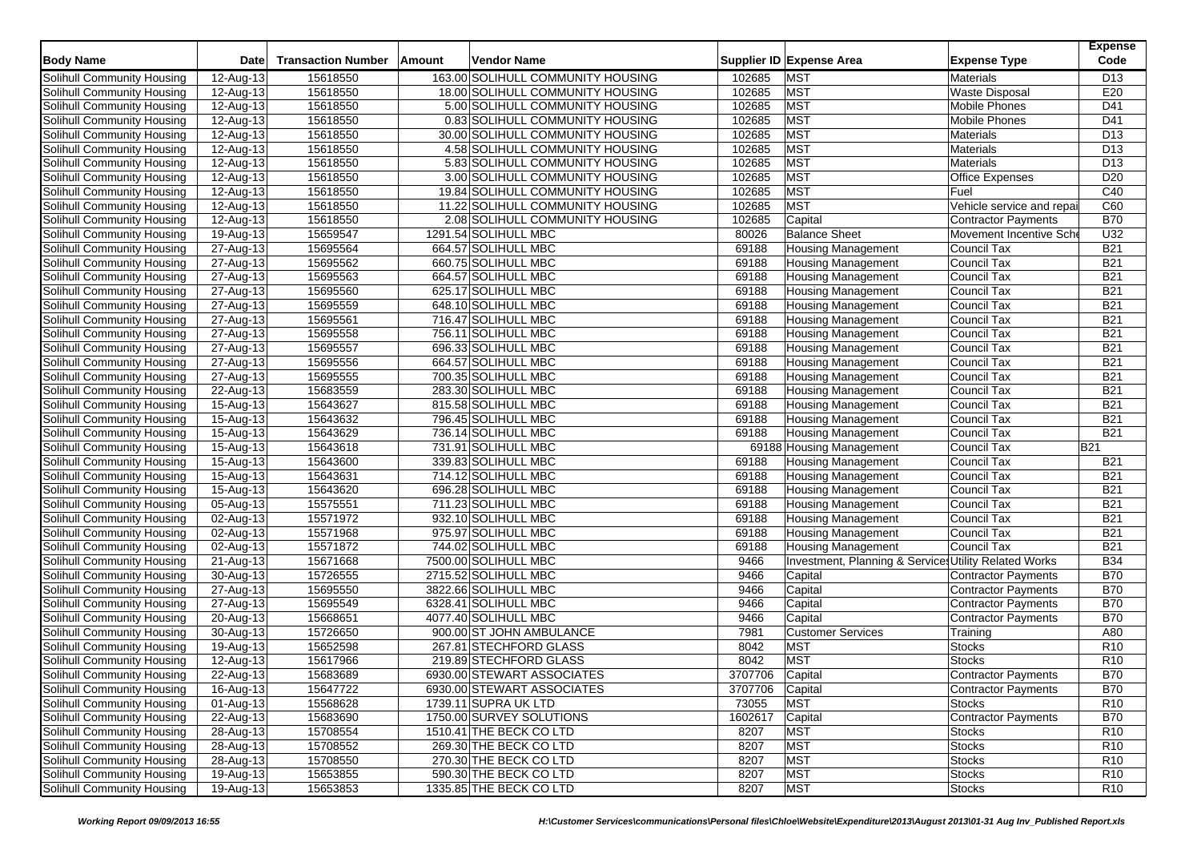| Body Name | Date | Transaction Number | Amount | Vendor Name | Supplier ID | Expense Area | Expense Type | Expense Code |
|---|---|---|---|---|---|---|---|---|
| Solihull Community Housing | 12-Aug-13 | 15618550 | 163.00 | SOLIHULL COMMUNITY HOUSING | 102685 | MST | Materials | D13 |
| Solihull Community Housing | 12-Aug-13 | 15618550 | 18.00 | SOLIHULL COMMUNITY HOUSING | 102685 | MST | Waste Disposal | E20 |
| Solihull Community Housing | 12-Aug-13 | 15618550 | 5.00 | SOLIHULL COMMUNITY HOUSING | 102685 | MST | Mobile Phones | D41 |
| Solihull Community Housing | 12-Aug-13 | 15618550 | 0.83 | SOLIHULL COMMUNITY HOUSING | 102685 | MST | Mobile Phones | D41 |
| Solihull Community Housing | 12-Aug-13 | 15618550 | 30.00 | SOLIHULL COMMUNITY HOUSING | 102685 | MST | Materials | D13 |
| Solihull Community Housing | 12-Aug-13 | 15618550 | 4.58 | SOLIHULL COMMUNITY HOUSING | 102685 | MST | Materials | D13 |
| Solihull Community Housing | 12-Aug-13 | 15618550 | 5.83 | SOLIHULL COMMUNITY HOUSING | 102685 | MST | Materials | D13 |
| Solihull Community Housing | 12-Aug-13 | 15618550 | 3.00 | SOLIHULL COMMUNITY HOUSING | 102685 | MST | Office Expenses | D20 |
| Solihull Community Housing | 12-Aug-13 | 15618550 | 19.84 | SOLIHULL COMMUNITY HOUSING | 102685 | MST | Fuel | C40 |
| Solihull Community Housing | 12-Aug-13 | 15618550 | 11.22 | SOLIHULL COMMUNITY HOUSING | 102685 | MST | Vehicle service and repai | C60 |
| Solihull Community Housing | 12-Aug-13 | 15618550 | 2.08 | SOLIHULL COMMUNITY HOUSING | 102685 | Capital | Contractor Payments | B70 |
| Solihull Community Housing | 19-Aug-13 | 15659547 | 1291.54 | SOLIHULL MBC | 80026 | Balance Sheet | Movement Incentive Sche | U32 |
| Solihull Community Housing | 27-Aug-13 | 15695564 | 664.57 | SOLIHULL MBC | 69188 | Housing Management | Council Tax | B21 |
| Solihull Community Housing | 27-Aug-13 | 15695562 | 660.75 | SOLIHULL MBC | 69188 | Housing Management | Council Tax | B21 |
| Solihull Community Housing | 27-Aug-13 | 15695563 | 664.57 | SOLIHULL MBC | 69188 | Housing Management | Council Tax | B21 |
| Solihull Community Housing | 27-Aug-13 | 15695560 | 625.17 | SOLIHULL MBC | 69188 | Housing Management | Council Tax | B21 |
| Solihull Community Housing | 27-Aug-13 | 15695559 | 648.10 | SOLIHULL MBC | 69188 | Housing Management | Council Tax | B21 |
| Solihull Community Housing | 27-Aug-13 | 15695561 | 716.47 | SOLIHULL MBC | 69188 | Housing Management | Council Tax | B21 |
| Solihull Community Housing | 27-Aug-13 | 15695558 | 756.11 | SOLIHULL MBC | 69188 | Housing Management | Council Tax | B21 |
| Solihull Community Housing | 27-Aug-13 | 15695557 | 696.33 | SOLIHULL MBC | 69188 | Housing Management | Council Tax | B21 |
| Solihull Community Housing | 27-Aug-13 | 15695556 | 664.57 | SOLIHULL MBC | 69188 | Housing Management | Council Tax | B21 |
| Solihull Community Housing | 27-Aug-13 | 15695555 | 700.35 | SOLIHULL MBC | 69188 | Housing Management | Council Tax | B21 |
| Solihull Community Housing | 22-Aug-13 | 15683559 | 283.30 | SOLIHULL MBC | 69188 | Housing Management | Council Tax | B21 |
| Solihull Community Housing | 15-Aug-13 | 15643627 | 815.58 | SOLIHULL MBC | 69188 | Housing Management | Council Tax | B21 |
| Solihull Community Housing | 15-Aug-13 | 15643632 | 796.45 | SOLIHULL MBC | 69188 | Housing Management | Council Tax | B21 |
| Solihull Community Housing | 15-Aug-13 | 15643629 | 736.14 | SOLIHULL MBC | 69188 | Housing Management | Council Tax | B21 |
| Solihull Community Housing | 15-Aug-13 | 15643618 | 731.91 | SOLIHULL MBC | 69188 | Housing Management | Council Tax | B21 |
| Solihull Community Housing | 15-Aug-13 | 15643600 | 339.83 | SOLIHULL MBC | 69188 | Housing Management | Council Tax | B21 |
| Solihull Community Housing | 15-Aug-13 | 15643631 | 714.12 | SOLIHULL MBC | 69188 | Housing Management | Council Tax | B21 |
| Solihull Community Housing | 15-Aug-13 | 15643620 | 696.28 | SOLIHULL MBC | 69188 | Housing Management | Council Tax | B21 |
| Solihull Community Housing | 05-Aug-13 | 15575551 | 711.23 | SOLIHULL MBC | 69188 | Housing Management | Council Tax | B21 |
| Solihull Community Housing | 02-Aug-13 | 15571972 | 932.10 | SOLIHULL MBC | 69188 | Housing Management | Council Tax | B21 |
| Solihull Community Housing | 02-Aug-13 | 15571968 | 975.97 | SOLIHULL MBC | 69188 | Housing Management | Council Tax | B21 |
| Solihull Community Housing | 02-Aug-13 | 15571872 | 744.02 | SOLIHULL MBC | 69188 | Housing Management | Council Tax | B21 |
| Solihull Community Housing | 21-Aug-13 | 15671668 | 7500.00 | SOLIHULL MBC | 9466 | Investment, Planning & Service | Utility Related Works | B34 |
| Solihull Community Housing | 30-Aug-13 | 15726555 | 2715.52 | SOLIHULL MBC | 9466 | Capital | Contractor Payments | B70 |
| Solihull Community Housing | 27-Aug-13 | 15695550 | 3822.66 | SOLIHULL MBC | 9466 | Capital | Contractor Payments | B70 |
| Solihull Community Housing | 27-Aug-13 | 15695549 | 6328.41 | SOLIHULL MBC | 9466 | Capital | Contractor Payments | B70 |
| Solihull Community Housing | 20-Aug-13 | 15668651 | 4077.40 | SOLIHULL MBC | 9466 | Capital | Contractor Payments | B70 |
| Solihull Community Housing | 30-Aug-13 | 15726650 | 900.00 | ST JOHN AMBULANCE | 7981 | Customer Services | Training | A80 |
| Solihull Community Housing | 19-Aug-13 | 15652598 | 267.81 | STECHFORD GLASS | 8042 | MST | Stocks | R10 |
| Solihull Community Housing | 12-Aug-13 | 15617966 | 219.89 | STECHFORD GLASS | 8042 | MST | Stocks | R10 |
| Solihull Community Housing | 22-Aug-13 | 15683689 | 6930.00 | STEWART ASSOCIATES | 3707706 | Capital | Contractor Payments | B70 |
| Solihull Community Housing | 16-Aug-13 | 15647722 | 6930.00 | STEWART ASSOCIATES | 3707706 | Capital | Contractor Payments | B70 |
| Solihull Community Housing | 01-Aug-13 | 15568628 | 1739.11 | SUPRA UK LTD | 73055 | MST | Stocks | R10 |
| Solihull Community Housing | 22-Aug-13 | 15683690 | 1750.00 | SURVEY SOLUTIONS | 1602617 | Capital | Contractor Payments | B70 |
| Solihull Community Housing | 28-Aug-13 | 15708554 | 1510.41 | THE BECK CO LTD | 8207 | MST | Stocks | R10 |
| Solihull Community Housing | 28-Aug-13 | 15708552 | 269.30 | THE BECK CO LTD | 8207 | MST | Stocks | R10 |
| Solihull Community Housing | 28-Aug-13 | 15708550 | 270.30 | THE BECK CO LTD | 8207 | MST | Stocks | R10 |
| Solihull Community Housing | 19-Aug-13 | 15653855 | 590.30 | THE BECK CO LTD | 8207 | MST | Stocks | R10 |
| Solihull Community Housing | 19-Aug-13 | 15653853 | 1335.85 | THE BECK CO LTD | 8207 | MST | Stocks | R10 |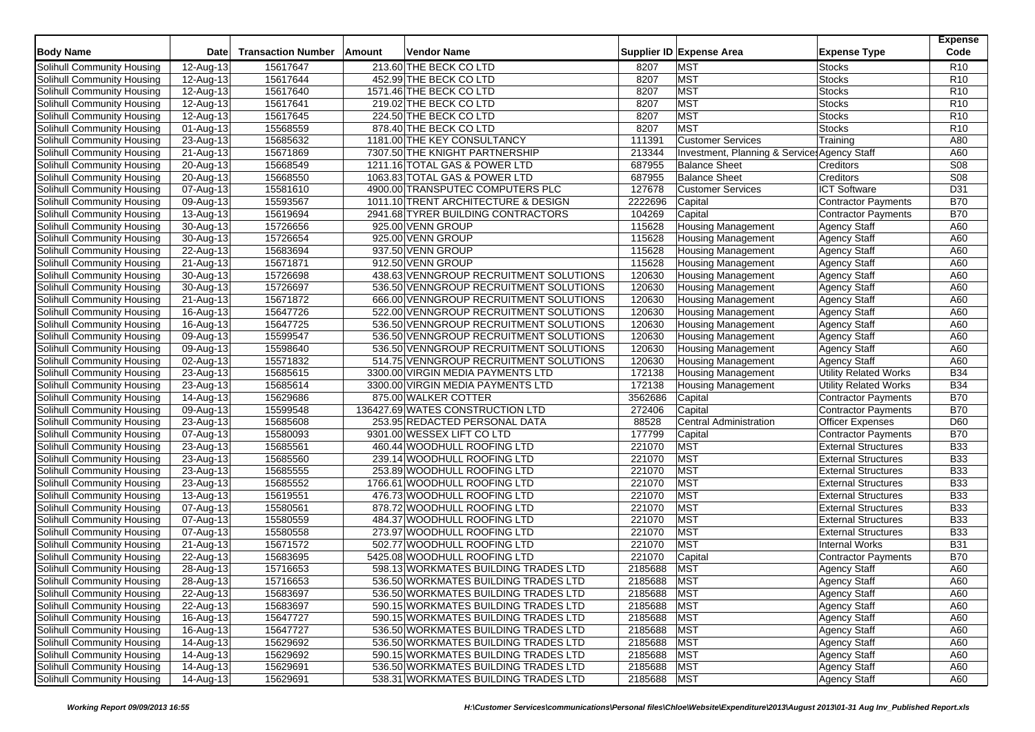| Body Name | Date | Transaction Number | Amount | Vendor Name | Supplier ID | Expense Area | Expense Type | Expense Code |
|---|---|---|---|---|---|---|---|---|
| Solihull Community Housing | 12-Aug-13 | 15617647 | 213.60 | THE BECK CO LTD | 8207 | MST | Stocks | R10 |
| Solihull Community Housing | 12-Aug-13 | 15617644 | 452.99 | THE BECK CO LTD | 8207 | MST | Stocks | R10 |
| Solihull Community Housing | 12-Aug-13 | 15617640 | 1571.46 | THE BECK CO LTD | 8207 | MST | Stocks | R10 |
| Solihull Community Housing | 12-Aug-13 | 15617641 | 219.02 | THE BECK CO LTD | 8207 | MST | Stocks | R10 |
| Solihull Community Housing | 12-Aug-13 | 15617645 | 224.50 | THE BECK CO LTD | 8207 | MST | Stocks | R10 |
| Solihull Community Housing | 01-Aug-13 | 15568559 | 878.40 | THE BECK CO LTD | 8207 | MST | Stocks | R10 |
| Solihull Community Housing | 23-Aug-13 | 15685632 | 1181.00 | THE KEY CONSULTANCY | 111391 | Customer Services | Training | A80 |
| Solihull Community Housing | 21-Aug-13 | 15671869 | 7307.50 | THE KNIGHT PARTNERSHIP | 213344 | Investment, Planning & Services | Agency Staff | A60 |
| Solihull Community Housing | 20-Aug-13 | 15668549 | 1211.16 | TOTAL GAS & POWER LTD | 687955 | Balance Sheet | Creditors | S08 |
| Solihull Community Housing | 20-Aug-13 | 15668550 | 1063.83 | TOTAL GAS & POWER LTD | 687955 | Balance Sheet | Creditors | S08 |
| Solihull Community Housing | 07-Aug-13 | 15581610 | 4900.00 | TRANSPUTEC COMPUTERS PLC | 127678 | Customer Services | ICT Software | D31 |
| Solihull Community Housing | 09-Aug-13 | 15593567 | 1011.10 | TRENT ARCHITECTURE & DESIGN | 2222696 | Capital | Contractor Payments | B70 |
| Solihull Community Housing | 13-Aug-13 | 15619694 | 2941.68 | TYRER BUILDING CONTRACTORS | 104269 | Capital | Contractor Payments | B70 |
| Solihull Community Housing | 30-Aug-13 | 15726656 | 925.00 | VENN GROUP | 115628 | Housing Management | Agency Staff | A60 |
| Solihull Community Housing | 30-Aug-13 | 15726654 | 925.00 | VENN GROUP | 115628 | Housing Management | Agency Staff | A60 |
| Solihull Community Housing | 22-Aug-13 | 15683694 | 937.50 | VENN GROUP | 115628 | Housing Management | Agency Staff | A60 |
| Solihull Community Housing | 21-Aug-13 | 15671871 | 912.50 | VENN GROUP | 115628 | Housing Management | Agency Staff | A60 |
| Solihull Community Housing | 30-Aug-13 | 15726698 | 438.63 | VENNGROUP RECRUITMENT SOLUTIONS | 120630 | Housing Management | Agency Staff | A60 |
| Solihull Community Housing | 30-Aug-13 | 15726697 | 536.50 | VENNGROUP RECRUITMENT SOLUTIONS | 120630 | Housing Management | Agency Staff | A60 |
| Solihull Community Housing | 21-Aug-13 | 15671872 | 666.00 | VENNGROUP RECRUITMENT SOLUTIONS | 120630 | Housing Management | Agency Staff | A60 |
| Solihull Community Housing | 16-Aug-13 | 15647726 | 522.00 | VENNGROUP RECRUITMENT SOLUTIONS | 120630 | Housing Management | Agency Staff | A60 |
| Solihull Community Housing | 16-Aug-13 | 15647725 | 536.50 | VENNGROUP RECRUITMENT SOLUTIONS | 120630 | Housing Management | Agency Staff | A60 |
| Solihull Community Housing | 09-Aug-13 | 15599547 | 536.50 | VENNGROUP RECRUITMENT SOLUTIONS | 120630 | Housing Management | Agency Staff | A60 |
| Solihull Community Housing | 09-Aug-13 | 15598640 | 536.50 | VENNGROUP RECRUITMENT SOLUTIONS | 120630 | Housing Management | Agency Staff | A60 |
| Solihull Community Housing | 02-Aug-13 | 15571832 | 514.75 | VENNGROUP RECRUITMENT SOLUTIONS | 120630 | Housing Management | Agency Staff | A60 |
| Solihull Community Housing | 23-Aug-13 | 15685615 | 3300.00 | VIRGIN MEDIA PAYMENTS LTD | 172138 | Housing Management | Utility Related Works | B34 |
| Solihull Community Housing | 23-Aug-13 | 15685614 | 3300.00 | VIRGIN MEDIA PAYMENTS LTD | 172138 | Housing Management | Utility Related Works | B34 |
| Solihull Community Housing | 14-Aug-13 | 15629686 | 875.00 | WALKER COTTER | 3562686 | Capital | Contractor Payments | B70 |
| Solihull Community Housing | 09-Aug-13 | 15599548 | 136427.69 | WATES CONSTRUCTION LTD | 272406 | Capital | Contractor Payments | B70 |
| Solihull Community Housing | 23-Aug-13 | 15685608 | 253.95 | REDACTED PERSONAL DATA | 88528 | Central Administration | Officer Expenses | D60 |
| Solihull Community Housing | 07-Aug-13 | 15580093 | 9301.00 | WESSEX LIFT CO LTD | 177799 | Capital | Contractor Payments | B70 |
| Solihull Community Housing | 23-Aug-13 | 15685561 | 460.44 | WOODHULL ROOFING LTD | 221070 | MST | External Structures | B33 |
| Solihull Community Housing | 23-Aug-13 | 15685560 | 239.14 | WOODHULL ROOFING LTD | 221070 | MST | External Structures | B33 |
| Solihull Community Housing | 23-Aug-13 | 15685555 | 253.89 | WOODHULL ROOFING LTD | 221070 | MST | External Structures | B33 |
| Solihull Community Housing | 23-Aug-13 | 15685552 | 1766.61 | WOODHULL ROOFING LTD | 221070 | MST | External Structures | B33 |
| Solihull Community Housing | 13-Aug-13 | 15619551 | 476.73 | WOODHULL ROOFING LTD | 221070 | MST | External Structures | B33 |
| Solihull Community Housing | 07-Aug-13 | 15580561 | 878.72 | WOODHULL ROOFING LTD | 221070 | MST | External Structures | B33 |
| Solihull Community Housing | 07-Aug-13 | 15580559 | 484.37 | WOODHULL ROOFING LTD | 221070 | MST | External Structures | B33 |
| Solihull Community Housing | 07-Aug-13 | 15580558 | 273.97 | WOODHULL ROOFING LTD | 221070 | MST | External Structures | B33 |
| Solihull Community Housing | 21-Aug-13 | 15671572 | 502.77 | WOODHULL ROOFING LTD | 221070 | MST | Internal Works | B31 |
| Solihull Community Housing | 22-Aug-13 | 15683695 | 5425.08 | WOODHULL ROOFING LTD | 221070 | Capital | Contractor Payments | B70 |
| Solihull Community Housing | 28-Aug-13 | 15716653 | 598.13 | WORKMATES BUILDING TRADES LTD | 2185688 | MST | Agency Staff | A60 |
| Solihull Community Housing | 28-Aug-13 | 15716653 | 536.50 | WORKMATES BUILDING TRADES LTD | 2185688 | MST | Agency Staff | A60 |
| Solihull Community Housing | 22-Aug-13 | 15683697 | 536.50 | WORKMATES BUILDING TRADES LTD | 2185688 | MST | Agency Staff | A60 |
| Solihull Community Housing | 22-Aug-13 | 15683697 | 590.15 | WORKMATES BUILDING TRADES LTD | 2185688 | MST | Agency Staff | A60 |
| Solihull Community Housing | 16-Aug-13 | 15647727 | 590.15 | WORKMATES BUILDING TRADES LTD | 2185688 | MST | Agency Staff | A60 |
| Solihull Community Housing | 16-Aug-13 | 15647727 | 536.50 | WORKMATES BUILDING TRADES LTD | 2185688 | MST | Agency Staff | A60 |
| Solihull Community Housing | 14-Aug-13 | 15629692 | 536.50 | WORKMATES BUILDING TRADES LTD | 2185688 | MST | Agency Staff | A60 |
| Solihull Community Housing | 14-Aug-13 | 15629692 | 590.15 | WORKMATES BUILDING TRADES LTD | 2185688 | MST | Agency Staff | A60 |
| Solihull Community Housing | 14-Aug-13 | 15629691 | 536.50 | WORKMATES BUILDING TRADES LTD | 2185688 | MST | Agency Staff | A60 |
| Solihull Community Housing | 14-Aug-13 | 15629691 | 538.31 | WORKMATES BUILDING TRADES LTD | 2185688 | MST | Agency Staff | A60 |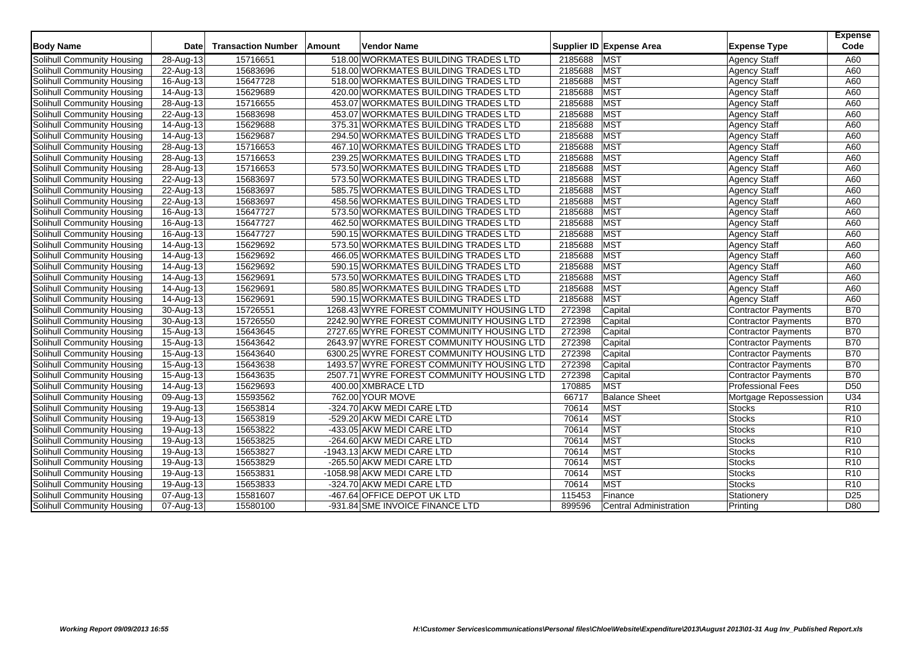| Body Name | Date | Transaction Number | Amount | Vendor Name | Supplier ID | Expense Area | Expense Type | Expense Code |
|---|---|---|---|---|---|---|---|---|
| Solihull Community Housing | 28-Aug-13 | 15716651 | 518.00 | WORKMATES BUILDING TRADES LTD | 2185688 | MST | Agency Staff | A60 |
| Solihull Community Housing | 22-Aug-13 | 15683696 | 518.00 | WORKMATES BUILDING TRADES LTD | 2185688 | MST | Agency Staff | A60 |
| Solihull Community Housing | 16-Aug-13 | 15647728 | 518.00 | WORKMATES BUILDING TRADES LTD | 2185688 | MST | Agency Staff | A60 |
| Solihull Community Housing | 14-Aug-13 | 15629689 | 420.00 | WORKMATES BUILDING TRADES LTD | 2185688 | MST | Agency Staff | A60 |
| Solihull Community Housing | 28-Aug-13 | 15716655 | 453.07 | WORKMATES BUILDING TRADES LTD | 2185688 | MST | Agency Staff | A60 |
| Solihull Community Housing | 22-Aug-13 | 15683698 | 453.07 | WORKMATES BUILDING TRADES LTD | 2185688 | MST | Agency Staff | A60 |
| Solihull Community Housing | 14-Aug-13 | 15629688 | 375.31 | WORKMATES BUILDING TRADES LTD | 2185688 | MST | Agency Staff | A60 |
| Solihull Community Housing | 14-Aug-13 | 15629687 | 294.50 | WORKMATES BUILDING TRADES LTD | 2185688 | MST | Agency Staff | A60 |
| Solihull Community Housing | 28-Aug-13 | 15716653 | 467.10 | WORKMATES BUILDING TRADES LTD | 2185688 | MST | Agency Staff | A60 |
| Solihull Community Housing | 28-Aug-13 | 15716653 | 239.25 | WORKMATES BUILDING TRADES LTD | 2185688 | MST | Agency Staff | A60 |
| Solihull Community Housing | 28-Aug-13 | 15716653 | 573.50 | WORKMATES BUILDING TRADES LTD | 2185688 | MST | Agency Staff | A60 |
| Solihull Community Housing | 22-Aug-13 | 15683697 | 573.50 | WORKMATES BUILDING TRADES LTD | 2185688 | MST | Agency Staff | A60 |
| Solihull Community Housing | 22-Aug-13 | 15683697 | 585.75 | WORKMATES BUILDING TRADES LTD | 2185688 | MST | Agency Staff | A60 |
| Solihull Community Housing | 22-Aug-13 | 15683697 | 458.56 | WORKMATES BUILDING TRADES LTD | 2185688 | MST | Agency Staff | A60 |
| Solihull Community Housing | 16-Aug-13 | 15647727 | 573.50 | WORKMATES BUILDING TRADES LTD | 2185688 | MST | Agency Staff | A60 |
| Solihull Community Housing | 16-Aug-13 | 15647727 | 462.50 | WORKMATES BUILDING TRADES LTD | 2185688 | MST | Agency Staff | A60 |
| Solihull Community Housing | 16-Aug-13 | 15647727 | 590.15 | WORKMATES BUILDING TRADES LTD | 2185688 | MST | Agency Staff | A60 |
| Solihull Community Housing | 14-Aug-13 | 15629692 | 573.50 | WORKMATES BUILDING TRADES LTD | 2185688 | MST | Agency Staff | A60 |
| Solihull Community Housing | 14-Aug-13 | 15629692 | 466.05 | WORKMATES BUILDING TRADES LTD | 2185688 | MST | Agency Staff | A60 |
| Solihull Community Housing | 14-Aug-13 | 15629692 | 590.15 | WORKMATES BUILDING TRADES LTD | 2185688 | MST | Agency Staff | A60 |
| Solihull Community Housing | 14-Aug-13 | 15629691 | 573.50 | WORKMATES BUILDING TRADES LTD | 2185688 | MST | Agency Staff | A60 |
| Solihull Community Housing | 14-Aug-13 | 15629691 | 580.85 | WORKMATES BUILDING TRADES LTD | 2185688 | MST | Agency Staff | A60 |
| Solihull Community Housing | 14-Aug-13 | 15629691 | 590.15 | WORKMATES BUILDING TRADES LTD | 2185688 | MST | Agency Staff | A60 |
| Solihull Community Housing | 30-Aug-13 | 15726551 | 1268.43 | WYRE FOREST COMMUNITY HOUSING LTD | 272398 | Capital | Contractor Payments | B70 |
| Solihull Community Housing | 30-Aug-13 | 15726550 | 2242.90 | WYRE FOREST COMMUNITY HOUSING LTD | 272398 | Capital | Contractor Payments | B70 |
| Solihull Community Housing | 15-Aug-13 | 15643645 | 2727.65 | WYRE FOREST COMMUNITY HOUSING LTD | 272398 | Capital | Contractor Payments | B70 |
| Solihull Community Housing | 15-Aug-13 | 15643642 | 2643.97 | WYRE FOREST COMMUNITY HOUSING LTD | 272398 | Capital | Contractor Payments | B70 |
| Solihull Community Housing | 15-Aug-13 | 15643640 | 6300.25 | WYRE FOREST COMMUNITY HOUSING LTD | 272398 | Capital | Contractor Payments | B70 |
| Solihull Community Housing | 15-Aug-13 | 15643638 | 1493.57 | WYRE FOREST COMMUNITY HOUSING LTD | 272398 | Capital | Contractor Payments | B70 |
| Solihull Community Housing | 15-Aug-13 | 15643635 | 2507.71 | WYRE FOREST COMMUNITY HOUSING LTD | 272398 | Capital | Contractor Payments | B70 |
| Solihull Community Housing | 14-Aug-13 | 15629693 | 400.00 | XMBRACE LTD | 170885 | MST | Professional Fees | D50 |
| Solihull Community Housing | 09-Aug-13 | 15593562 | 762.00 | YOUR MOVE | 66717 | Balance Sheet | Mortgage Repossession | U34 |
| Solihull Community Housing | 19-Aug-13 | 15653814 | -324.70 | AKW MEDI CARE LTD | 70614 | MST | Stocks | R10 |
| Solihull Community Housing | 19-Aug-13 | 15653819 | -529.20 | AKW MEDI CARE LTD | 70614 | MST | Stocks | R10 |
| Solihull Community Housing | 19-Aug-13 | 15653822 | -433.05 | AKW MEDI CARE LTD | 70614 | MST | Stocks | R10 |
| Solihull Community Housing | 19-Aug-13 | 15653825 | -264.60 | AKW MEDI CARE LTD | 70614 | MST | Stocks | R10 |
| Solihull Community Housing | 19-Aug-13 | 15653827 | -1943.13 | AKW MEDI CARE LTD | 70614 | MST | Stocks | R10 |
| Solihull Community Housing | 19-Aug-13 | 15653829 | -265.50 | AKW MEDI CARE LTD | 70614 | MST | Stocks | R10 |
| Solihull Community Housing | 19-Aug-13 | 15653831 | -1058.98 | AKW MEDI CARE LTD | 70614 | MST | Stocks | R10 |
| Solihull Community Housing | 19-Aug-13 | 15653833 | -324.70 | AKW MEDI CARE LTD | 70614 | MST | Stocks | R10 |
| Solihull Community Housing | 07-Aug-13 | 15581607 | -467.64 | OFFICE DEPOT UK LTD | 115453 | Finance | Stationery | D25 |
| Solihull Community Housing | 07-Aug-13 | 15580100 | -931.84 | SME INVOICE FINANCE LTD | 899596 | Central Administration | Printing | D80 |

*Working Report 09/09/2013 16:55*

*H:\Customer Services\communications\Personal files\Chloe\Website\Expenditure\2013\August 2013\01-31 Aug Inv_Published Report.xls*